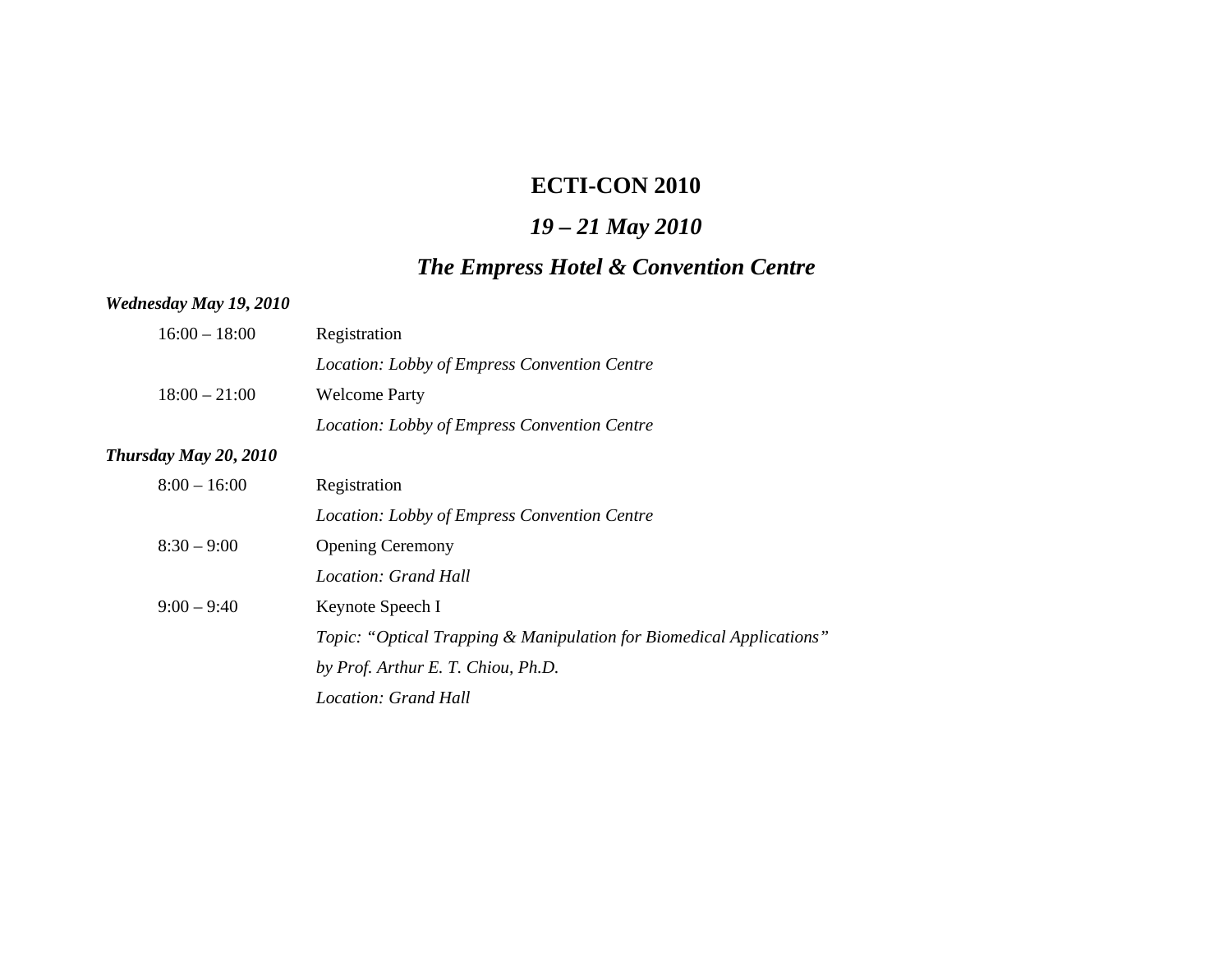# ECTI-CON 2010

## *19 – 21 May 2010*

## *The Empress Hotel & Convention Centre*

***Wednesday May 19, 2010***

| | |
|---|---|
| 16:00 – 18:00 | Registration |
| | *Location: Lobby of Empress Convention Centre* |
| 18:00 – 21:00 | Welcome Party |
| | *Location: Lobby of Empress Convention Centre* |

***Thursday May 20, 2010***

| | |
|---|---|
| 8:00 – 16:00 | Registration |
| | *Location: Lobby of Empress Convention Centre* |
| 8:30 – 9:00 | Opening Ceremony |
| | *Location: Grand Hall* |
| 9:00 – 9:40 | Keynote Speech I |
| | *Topic: "Optical Trapping & Manipulation for Biomedical Applications"* |
| | *by Prof. Arthur E. T. Chiou, Ph.D.* |
| | *Location: Grand Hall* |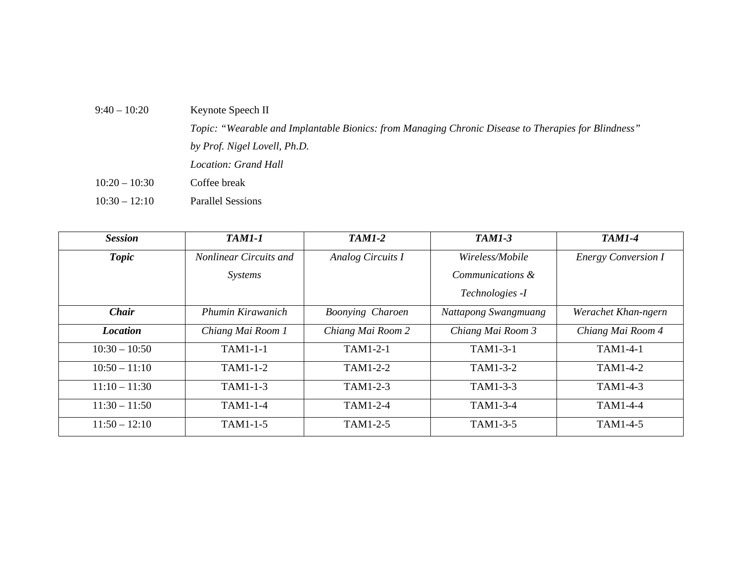| | |
|---|---|
| 9:40 – 10:20 | Keynote Speech II |
| | *Topic: "Wearable and Implantable Bionics: from Managing Chronic Disease to Therapies for Blindness"* |
| | *by Prof. Nigel Lovell, Ph.D.* |
| | *Location: Grand Hall* |
| 10:20 – 10:30 | Coffee break |
| 10:30 – 12:10 | Parallel Sessions |

| ***Session*** | ***TAM1-1*** | ***TAM1-2*** | ***TAM1-3*** | ***TAM1-4*** |
|---|---|---|---|---|
| ***Topic*** | *Nonlinear Circuits and Systems* | *Analog Circuits I* | *Wireless/Mobile Communications & Technologies -I* | *Energy Conversion I* |
| ***Chair*** | *Phumin Kirawanich* | *Boonying Charoen* | *Nattapong Swangmuang* | *Werachet Khan-ngern* |
| ***Location*** | *Chiang Mai Room 1* | *Chiang Mai Room 2* | *Chiang Mai Room 3* | *Chiang Mai Room 4* |
| 10:30 – 10:50 | TAM1-1-1 | TAM1-2-1 | TAM1-3-1 | TAM1-4-1 |
| 10:50 – 11:10 | TAM1-1-2 | TAM1-2-2 | TAM1-3-2 | TAM1-4-2 |
| 11:10 – 11:30 | TAM1-1-3 | TAM1-2-3 | TAM1-3-3 | TAM1-4-3 |
| 11:30 – 11:50 | TAM1-1-4 | TAM1-2-4 | TAM1-3-4 | TAM1-4-4 |
| 11:50 – 12:10 | TAM1-1-5 | TAM1-2-5 | TAM1-3-5 | TAM1-4-5 |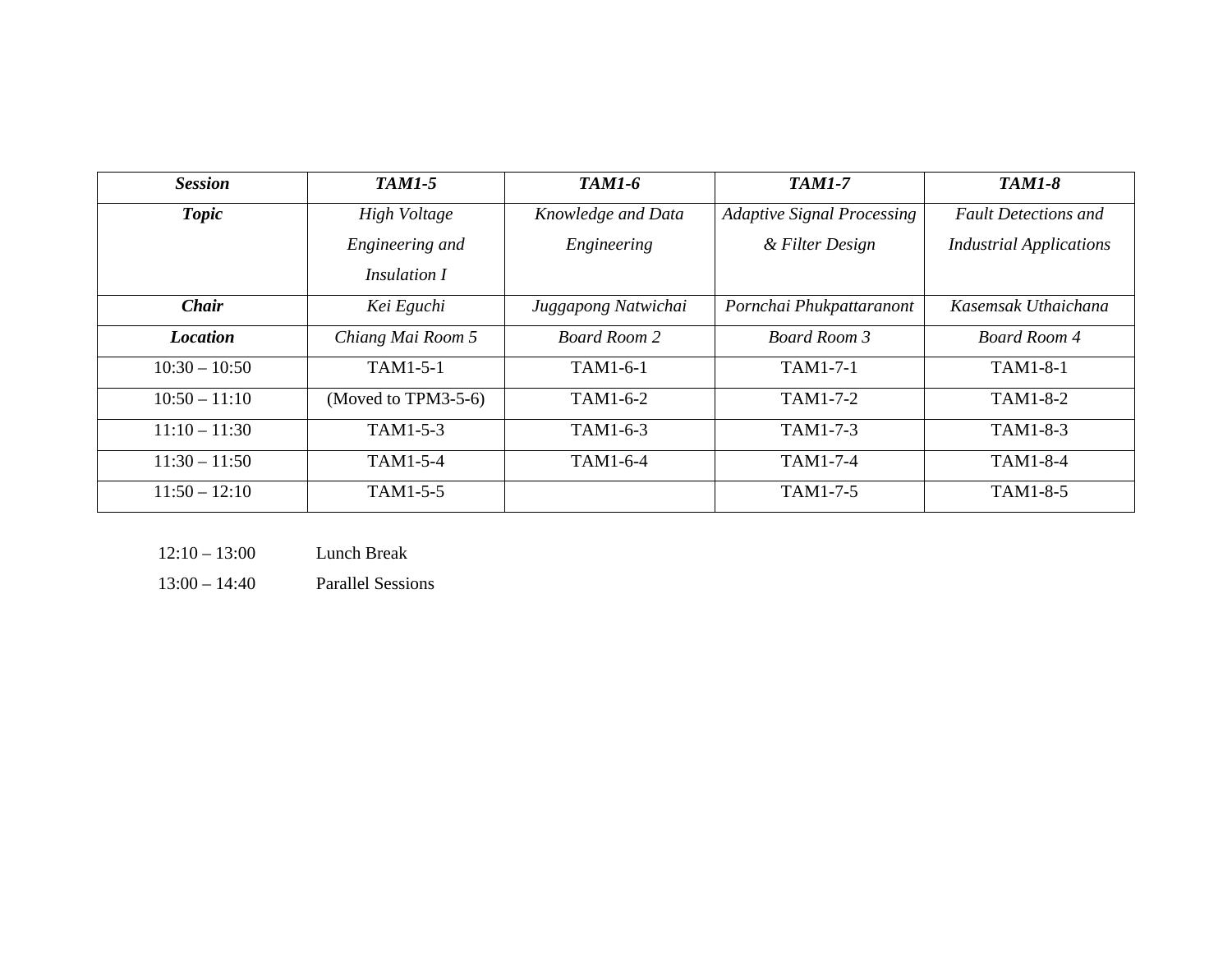| ***Session*** | ***TAM1-5*** | ***TAM1-6*** | ***TAM1-7*** | ***TAM1-8*** |
|---|---|---|---|---|
| ***Topic*** | *High Voltage Engineering and Insulation I* | *Knowledge and Data Engineering* | *Adaptive Signal Processing & Filter Design* | *Fault Detections and Industrial Applications* |
| ***Chair*** | *Kei Eguchi* | *Juggapong Natwichai* | *Pornchai Phukpattaranont* | *Kasemsak Uthaichana* |
| ***Location*** | *Chiang Mai Room 5* | *Board Room 2* | *Board Room 3* | *Board Room 4* |
| 10:30 – 10:50 | TAM1-5-1 | TAM1-6-1 | TAM1-7-1 | TAM1-8-1 |
| 10:50 – 11:10 | (Moved to TPM3-5-6) | TAM1-6-2 | TAM1-7-2 | TAM1-8-2 |
| 11:10 – 11:30 | TAM1-5-3 | TAM1-6-3 | TAM1-7-3 | TAM1-8-3 |
| 11:30 – 11:50 | TAM1-5-4 | TAM1-6-4 | TAM1-7-4 | TAM1-8-4 |
| 11:50 – 12:10 | TAM1-5-5 | | TAM1-7-5 | TAM1-8-5 |

12:10 – 13:00 Lunch Break

13:00 – 14:40 Parallel Sessions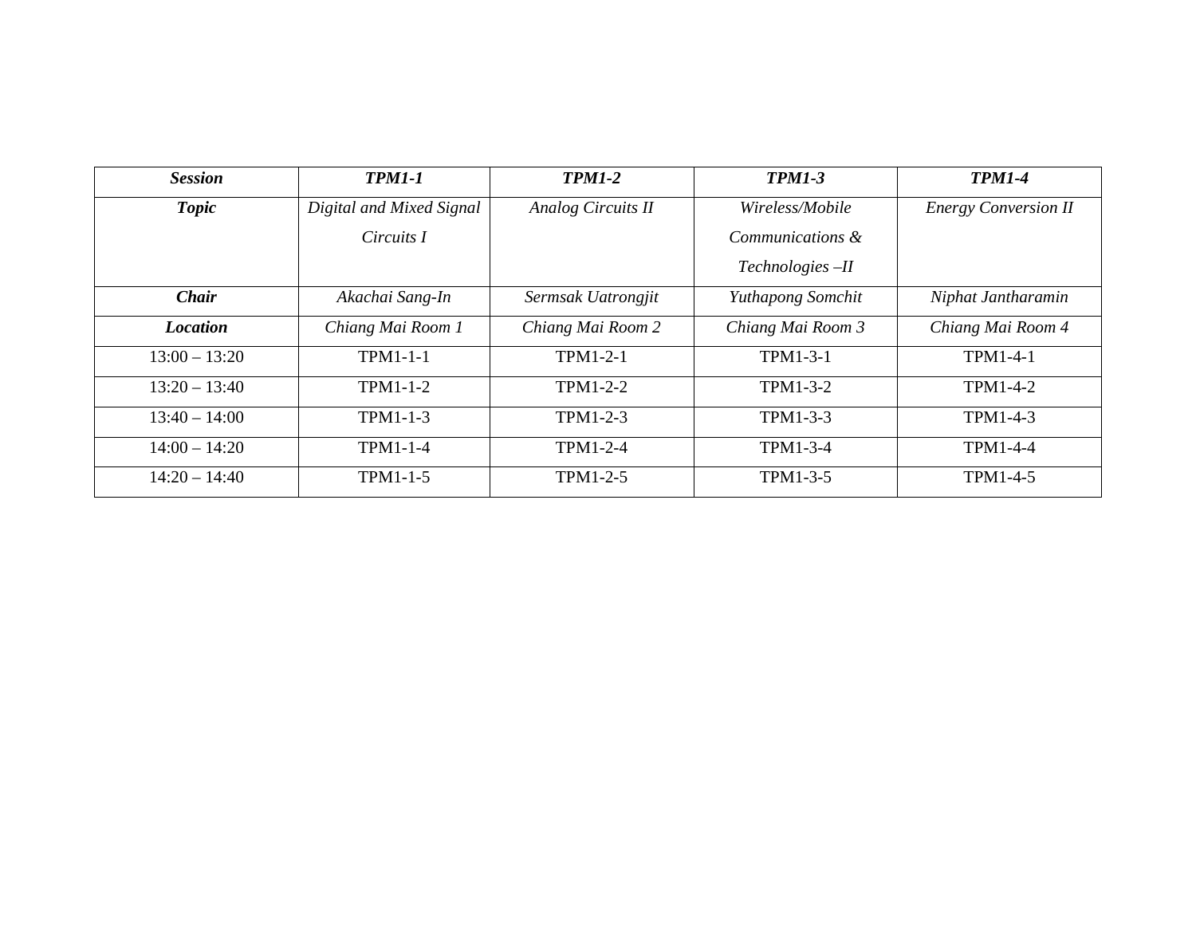| ***Session*** | ***TPM1-1*** | ***TPM1-2*** | ***TPM1-3*** | ***TPM1-4*** |
|---|---|---|---|---|
| ***Topic*** | *Digital and Mixed Signal Circuits I* | *Analog Circuits II* | *Wireless/Mobile Communications & Technologies –II* | *Energy Conversion II* |
| ***Chair*** | *Akachai Sang-In* | *Sermsak Uatrongjit* | *Yuthapong Somchit* | *Niphat Jantharamin* |
| ***Location*** | *Chiang Mai Room 1* | *Chiang Mai Room 2* | *Chiang Mai Room 3* | *Chiang Mai Room 4* |
| 13:00 – 13:20 | TPM1-1-1 | TPM1-2-1 | TPM1-3-1 | TPM1-4-1 |
| 13:20 – 13:40 | TPM1-1-2 | TPM1-2-2 | TPM1-3-2 | TPM1-4-2 |
| 13:40 – 14:00 | TPM1-1-3 | TPM1-2-3 | TPM1-3-3 | TPM1-4-3 |
| 14:00 – 14:20 | TPM1-1-4 | TPM1-2-4 | TPM1-3-4 | TPM1-4-4 |
| 14:20 – 14:40 | TPM1-1-5 | TPM1-2-5 | TPM1-3-5 | TPM1-4-5 |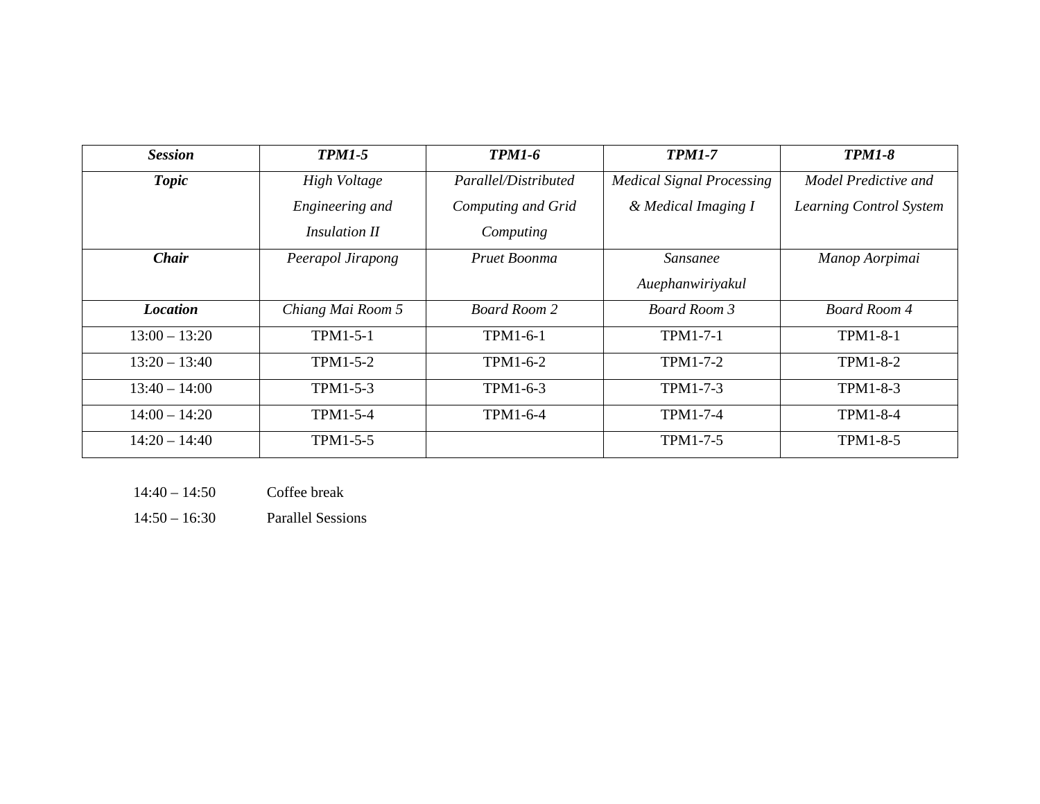| ***Session*** | ***TPM1-5*** | ***TPM1-6*** | ***TPM1-7*** | ***TPM1-8*** |
|---|---|---|---|---|
| ***Topic*** | *High Voltage Engineering and Insulation II* | *Parallel/Distributed Computing and Grid Computing* | *Medical Signal Processing & Medical Imaging I* | *Model Predictive and Learning Control System* |
| ***Chair*** | *Peerapol Jirapong* | *Pruet Boonma* | *Sansanee Auephanwiriyakul* | *Manop Aorpimai* |
| ***Location*** | *Chiang Mai Room 5* | *Board Room 2* | *Board Room 3* | *Board Room 4* |
| 13:00 – 13:20 | TPM1-5-1 | TPM1-6-1 | TPM1-7-1 | TPM1-8-1 |
| 13:20 – 13:40 | TPM1-5-2 | TPM1-6-2 | TPM1-7-2 | TPM1-8-2 |
| 13:40 – 14:00 | TPM1-5-3 | TPM1-6-3 | TPM1-7-3 | TPM1-8-3 |
| 14:00 – 14:20 | TPM1-5-4 | TPM1-6-4 | TPM1-7-4 | TPM1-8-4 |
| 14:20 – 14:40 | TPM1-5-5 | | TPM1-7-5 | TPM1-8-5 |

14:40 – 14:50 Coffee break

14:50 – 16:30 Parallel Sessions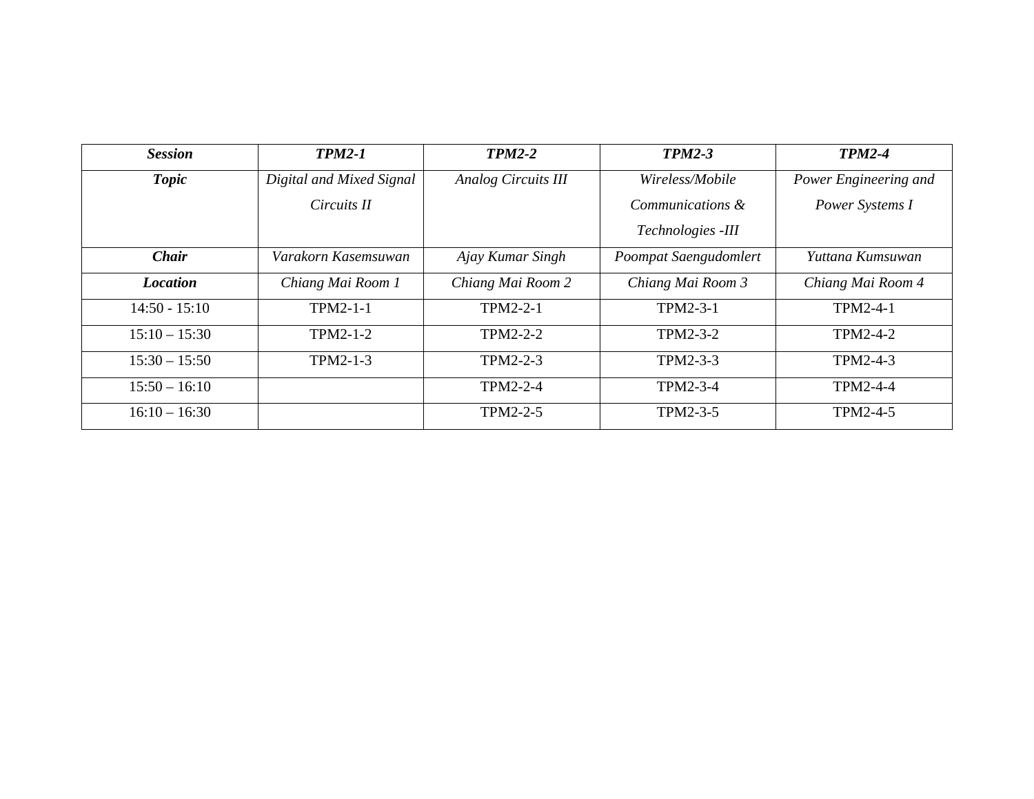| ***Session*** | ***TPM2-1*** | ***TPM2-2*** | ***TPM2-3*** | ***TPM2-4*** |
|---|---|---|---|---|
| ***Topic*** | *Digital and Mixed Signal Circuits II* | *Analog Circuits III* | *Wireless/Mobile Communications & Technologies -III* | *Power Engineering and Power Systems I* |
| ***Chair*** | *Varakorn Kasemsuwan* | *Ajay Kumar Singh* | *Poompat Saengudomlert* | *Yuttana Kumsuwan* |
| ***Location*** | *Chiang Mai Room 1* | *Chiang Mai Room 2* | *Chiang Mai Room 3* | *Chiang Mai Room 4* |
| 14:50 - 15:10 | TPM2-1-1 | TPM2-2-1 | TPM2-3-1 | TPM2-4-1 |
| 15:10 – 15:30 | TPM2-1-2 | TPM2-2-2 | TPM2-3-2 | TPM2-4-2 |
| 15:30 – 15:50 | TPM2-1-3 | TPM2-2-3 | TPM2-3-3 | TPM2-4-3 |
| 15:50 – 16:10 | | TPM2-2-4 | TPM2-3-4 | TPM2-4-4 |
| 16:10 – 16:30 | | TPM2-2-5 | TPM2-3-5 | TPM2-4-5 |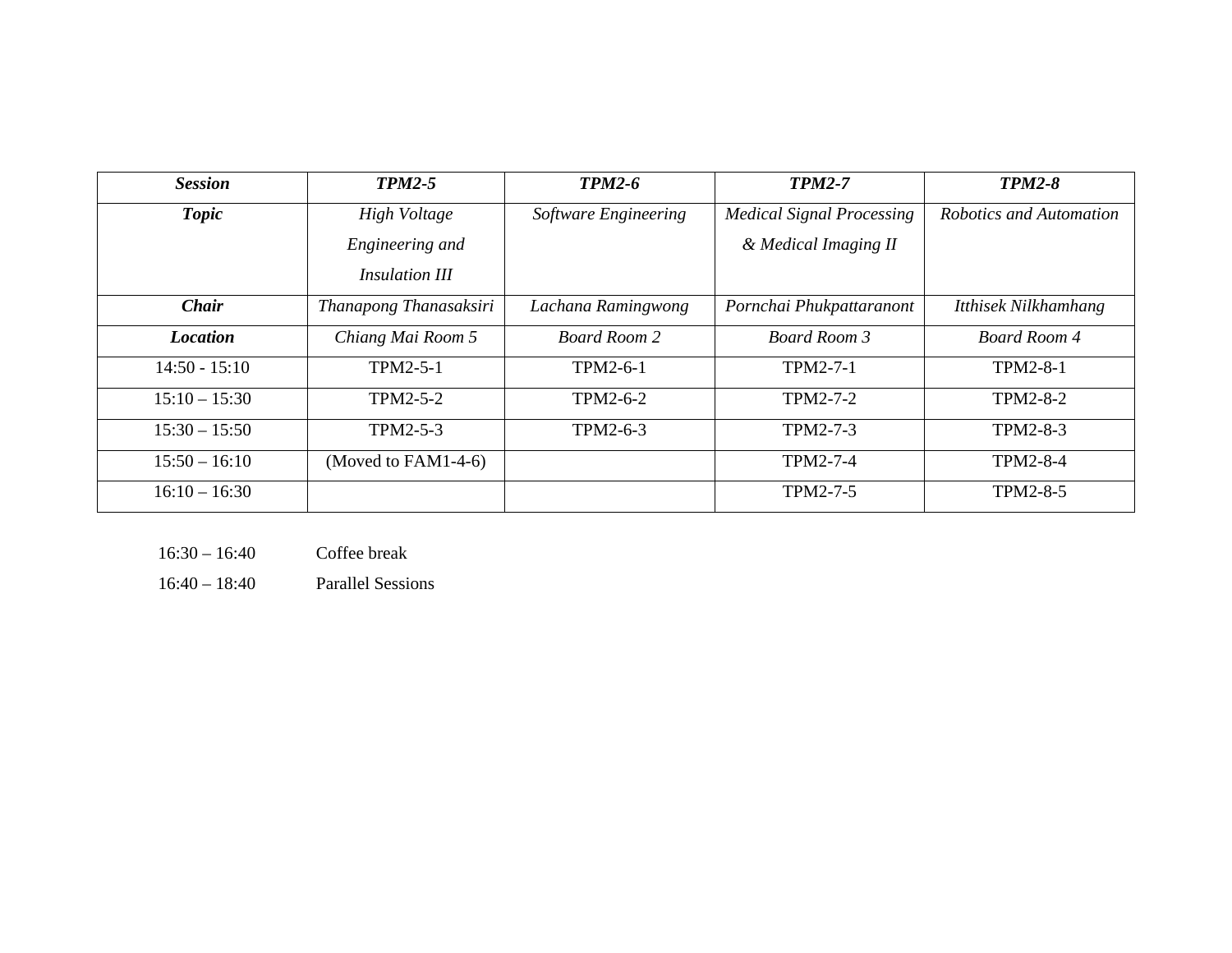| ***Session*** | ***TPM2-5*** | ***TPM2-6*** | ***TPM2-7*** | ***TPM2-8*** |
|---|---|---|---|---|
| ***Topic*** | *High Voltage Engineering and Insulation III* | *Software Engineering* | *Medical Signal Processing & Medical Imaging II* | *Robotics and Automation* |
| ***Chair*** | *Thanapong Thanasaksiri* | *Lachana Ramingwong* | *Pornchai Phukpattaranont* | *Itthisek Nilkhamhang* |
| ***Location*** | *Chiang Mai Room 5* | *Board Room 2* | *Board Room 3* | *Board Room 4* |
| 14:50 - 15:10 | TPM2-5-1 | TPM2-6-1 | TPM2-7-1 | TPM2-8-1 |
| 15:10 – 15:30 | TPM2-5-2 | TPM2-6-2 | TPM2-7-2 | TPM2-8-2 |
| 15:30 – 15:50 | TPM2-5-3 | TPM2-6-3 | TPM2-7-3 | TPM2-8-3 |
| 15:50 – 16:10 | (Moved to FAM1-4-6) | | TPM2-7-4 | TPM2-8-4 |
| 16:10 – 16:30 | | | TPM2-7-5 | TPM2-8-5 |

16:30 – 16:40 Coffee break

16:40 – 18:40 Parallel Sessions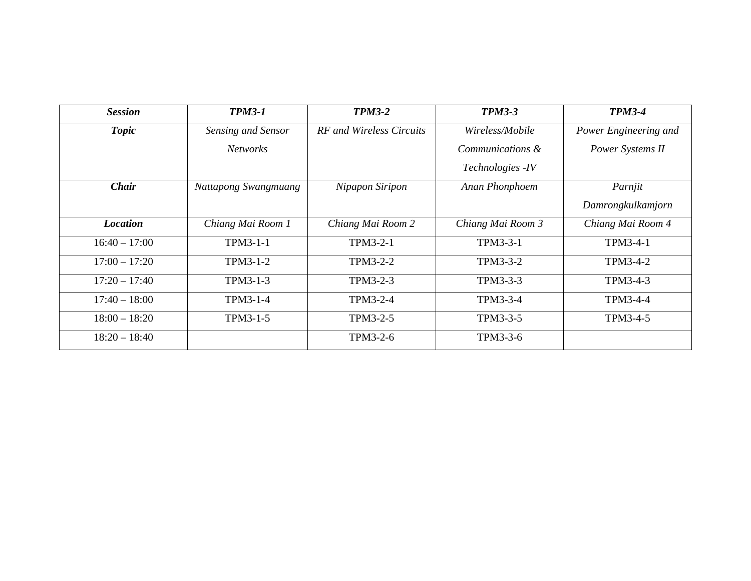| ***Session*** | ***TPM3-1*** | ***TPM3-2*** | ***TPM3-3*** | ***TPM3-4*** |
|---|---|---|---|---|
| ***Topic*** | *Sensing and Sensor Networks* | *RF and Wireless Circuits* | *Wireless/Mobile Communications & Technologies -IV* | *Power Engineering and Power Systems II* |
| ***Chair*** | *Nattapong Swangmuang* | *Nipapon Siripon* | *Anan Phonphoem* | *Parnjit Damrongkulkamjorn* |
| ***Location*** | *Chiang Mai Room 1* | *Chiang Mai Room 2* | *Chiang Mai Room 3* | *Chiang Mai Room 4* |
| 16:40 – 17:00 | TPM3-1-1 | TPM3-2-1 | TPM3-3-1 | TPM3-4-1 |
| 17:00 – 17:20 | TPM3-1-2 | TPM3-2-2 | TPM3-3-2 | TPM3-4-2 |
| 17:20 – 17:40 | TPM3-1-3 | TPM3-2-3 | TPM3-3-3 | TPM3-4-3 |
| 17:40 – 18:00 | TPM3-1-4 | TPM3-2-4 | TPM3-3-4 | TPM3-4-4 |
| 18:00 – 18:20 | TPM3-1-5 | TPM3-2-5 | TPM3-3-5 | TPM3-4-5 |
| 18:20 – 18:40 | | TPM3-2-6 | TPM3-3-6 | |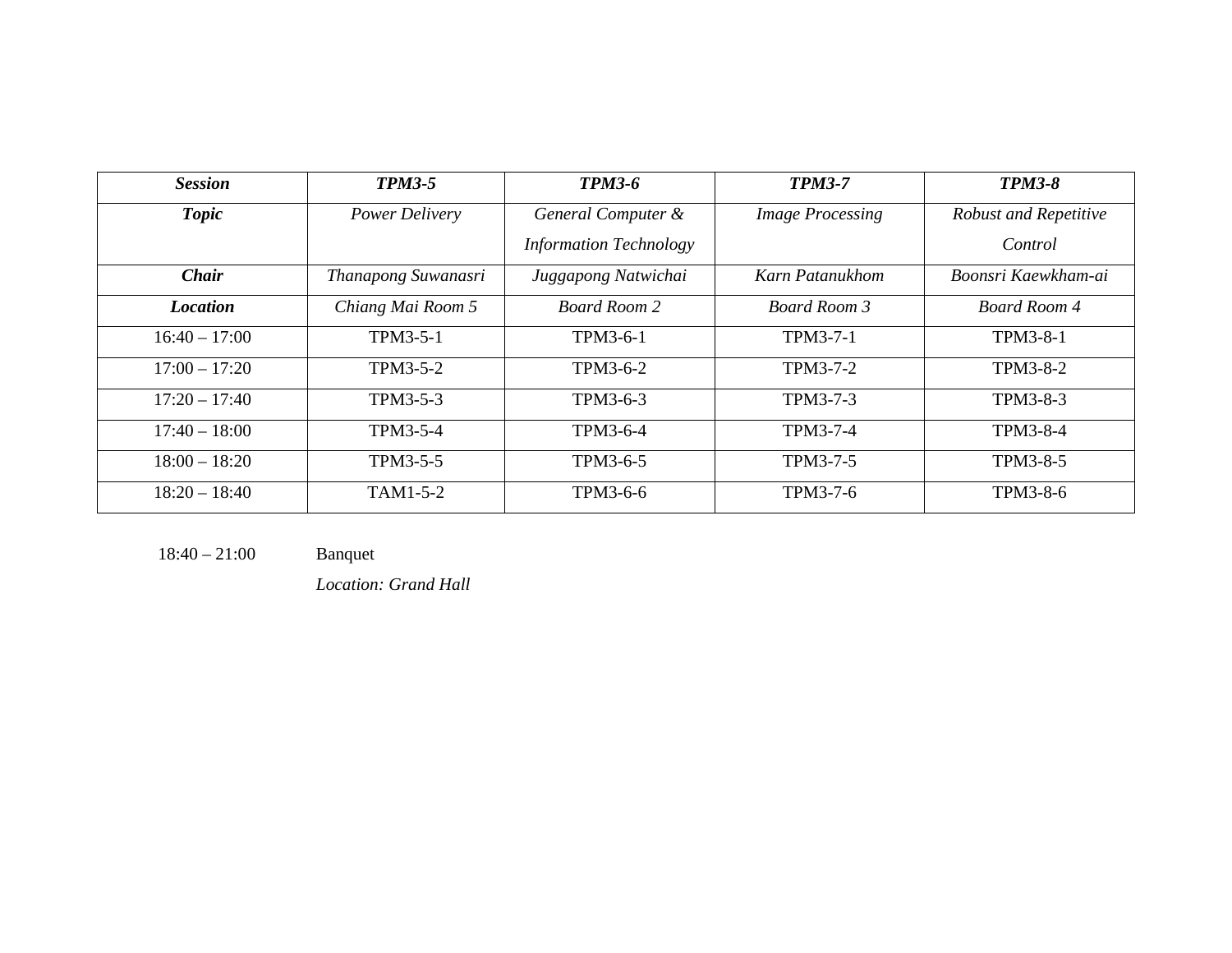| ***Session*** | ***TPM3-5*** | ***TPM3-6*** | ***TPM3-7*** | ***TPM3-8*** |
|---|---|---|---|---|
| ***Topic*** | *Power Delivery* | *General Computer & Information Technology* | *Image Processing* | *Robust and Repetitive Control* |
| ***Chair*** | *Thanapong Suwanasri* | *Juggapong Natwichai* | *Karn Patanukhom* | *Boonsri Kaewkham-ai* |
| ***Location*** | *Chiang Mai Room 5* | *Board Room 2* | *Board Room 3* | *Board Room 4* |
| 16:40 – 17:00 | TPM3-5-1 | TPM3-6-1 | TPM3-7-1 | TPM3-8-1 |
| 17:00 – 17:20 | TPM3-5-2 | TPM3-6-2 | TPM3-7-2 | TPM3-8-2 |
| 17:20 – 17:40 | TPM3-5-3 | TPM3-6-3 | TPM3-7-3 | TPM3-8-3 |
| 17:40 – 18:00 | TPM3-5-4 | TPM3-6-4 | TPM3-7-4 | TPM3-8-4 |
| 18:00 – 18:20 | TPM3-5-5 | TPM3-6-5 | TPM3-7-5 | TPM3-8-5 |
| 18:20 – 18:40 | TAM1-5-2 | TPM3-6-6 | TPM3-7-6 | TPM3-8-6 |

18:40 – 21:00 Banquet

*Location: Grand Hall*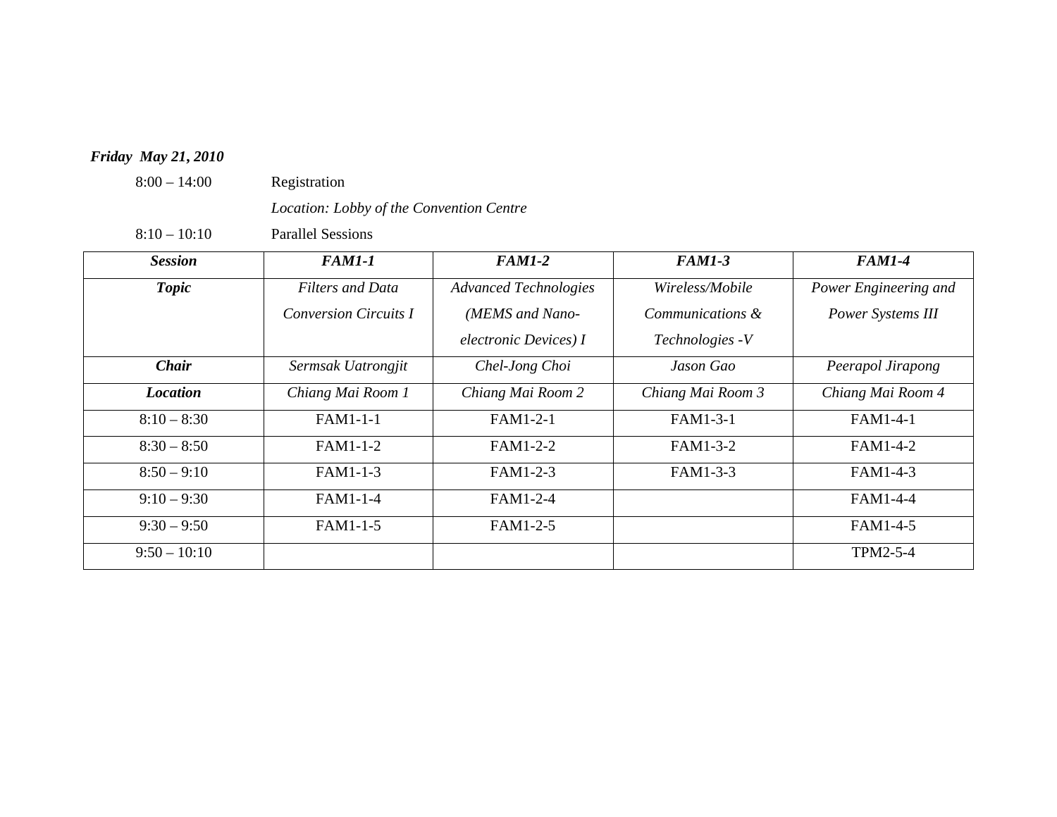***Friday May 21, 2010***

8:00 – 14:00 Registration

*Location: Lobby of the Convention Centre*

8:10 – 10:10 Parallel Sessions

| ***Session*** | ***FAM1-1*** | ***FAM1-2*** | ***FAM1-3*** | ***FAM1-4*** |
|---|---|---|---|---|
| ***Topic*** | *Filters and Data Conversion Circuits I* | *Advanced Technologies (MEMS and Nano-electronic Devices) I* | *Wireless/Mobile Communications & Technologies -V* | *Power Engineering and Power Systems III* |
| ***Chair*** | *Sermsak Uatrongjit* | *Chel-Jong Choi* | *Jason Gao* | *Peerapol Jirapong* |
| ***Location*** | *Chiang Mai Room 1* | *Chiang Mai Room 2* | *Chiang Mai Room 3* | *Chiang Mai Room 4* |
| 8:10 – 8:30 | FAM1-1-1 | FAM1-2-1 | FAM1-3-1 | FAM1-4-1 |
| 8:30 – 8:50 | FAM1-1-2 | FAM1-2-2 | FAM1-3-2 | FAM1-4-2 |
| 8:50 – 9:10 | FAM1-1-3 | FAM1-2-3 | FAM1-3-3 | FAM1-4-3 |
| 9:10 – 9:30 | FAM1-1-4 | FAM1-2-4 | | FAM1-4-4 |
| 9:30 – 9:50 | FAM1-1-5 | FAM1-2-5 | | FAM1-4-5 |
| 9:50 – 10:10 | | | | TPM2-5-4 |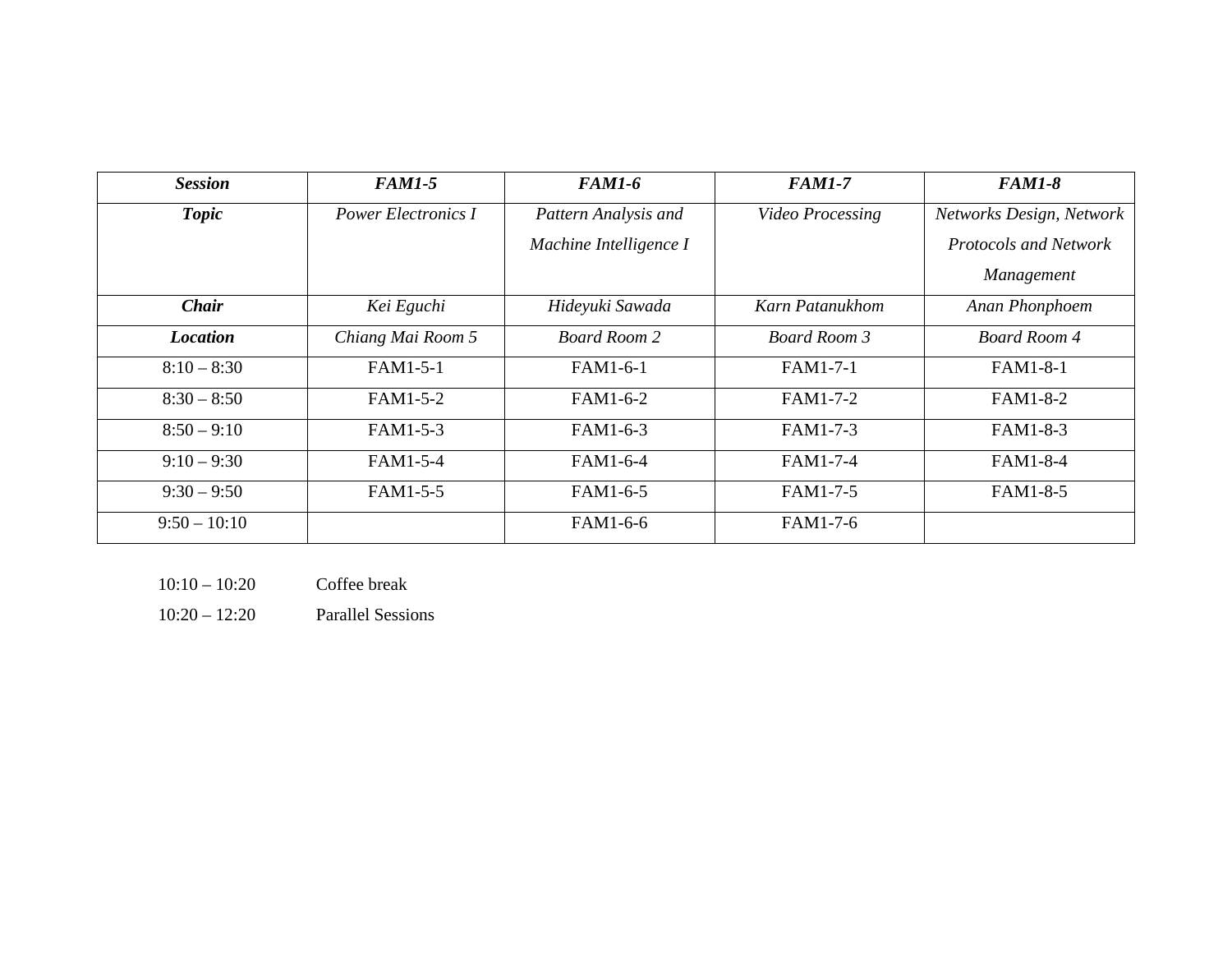| ***Session*** | ***FAM1-5*** | ***FAM1-6*** | ***FAM1-7*** | ***FAM1-8*** |
|---|---|---|---|---|
| ***Topic*** | *Power Electronics I* | *Pattern Analysis and Machine Intelligence I* | *Video Processing* | *Networks Design, Network Protocols and Network Management* |
| ***Chair*** | *Kei Eguchi* | *Hideyuki Sawada* | *Karn Patanukhom* | *Anan Phonphoem* |
| ***Location*** | *Chiang Mai Room 5* | *Board Room 2* | *Board Room 3* | *Board Room 4* |
| 8:10 – 8:30 | FAM1-5-1 | FAM1-6-1 | FAM1-7-1 | FAM1-8-1 |
| 8:30 – 8:50 | FAM1-5-2 | FAM1-6-2 | FAM1-7-2 | FAM1-8-2 |
| 8:50 – 9:10 | FAM1-5-3 | FAM1-6-3 | FAM1-7-3 | FAM1-8-3 |
| 9:10 – 9:30 | FAM1-5-4 | FAM1-6-4 | FAM1-7-4 | FAM1-8-4 |
| 9:30 – 9:50 | FAM1-5-5 | FAM1-6-5 | FAM1-7-5 | FAM1-8-5 |
| 9:50 – 10:10 | | FAM1-6-6 | FAM1-7-6 | |

10:10 – 10:20 Coffee break

10:20 – 12:20 Parallel Sessions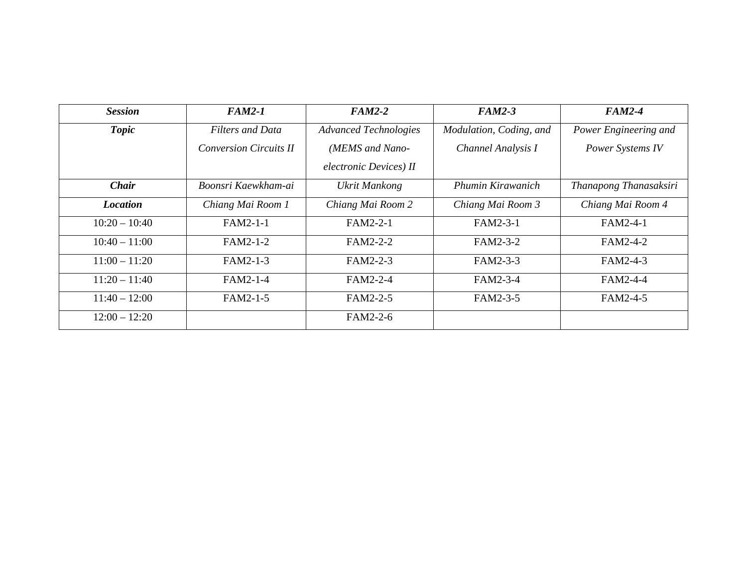| ***Session*** | ***FAM2-1*** | ***FAM2-2*** | ***FAM2-3*** | ***FAM2-4*** |
|---|---|---|---|---|
| ***Topic*** | *Filters and Data Conversion Circuits II* | *Advanced Technologies (MEMS and Nano-electronic Devices) II* | *Modulation, Coding, and Channel Analysis I* | *Power Engineering and Power Systems IV* |
| ***Chair*** | *Boonsri Kaewkham-ai* | *Ukrit Mankong* | *Phumin Kirawanich* | *Thanapong Thanasaksiri* |
| ***Location*** | *Chiang Mai Room 1* | *Chiang Mai Room 2* | *Chiang Mai Room 3* | *Chiang Mai Room 4* |
| 10:20 – 10:40 | FAM2-1-1 | FAM2-2-1 | FAM2-3-1 | FAM2-4-1 |
| 10:40 – 11:00 | FAM2-1-2 | FAM2-2-2 | FAM2-3-2 | FAM2-4-2 |
| 11:00 – 11:20 | FAM2-1-3 | FAM2-2-3 | FAM2-3-3 | FAM2-4-3 |
| 11:20 – 11:40 | FAM2-1-4 | FAM2-2-4 | FAM2-3-4 | FAM2-4-4 |
| 11:40 – 12:00 | FAM2-1-5 | FAM2-2-5 | FAM2-3-5 | FAM2-4-5 |
| 12:00 – 12:20 | | FAM2-2-6 | | |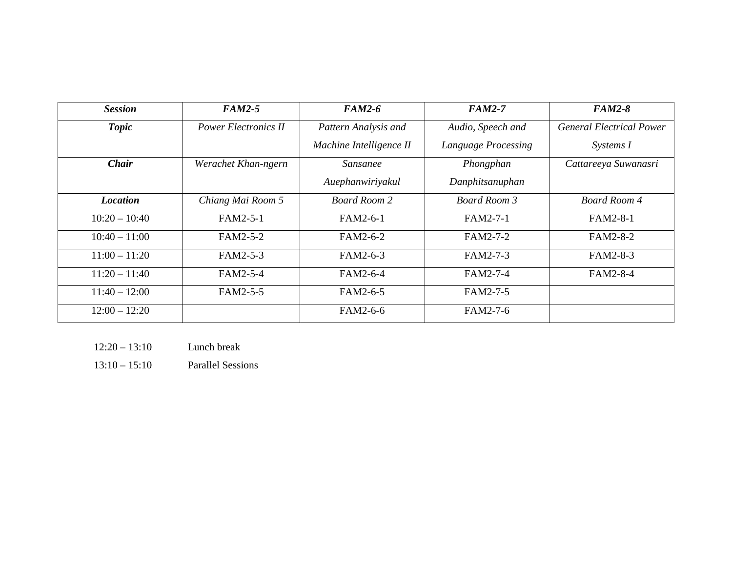| ***Session*** | ***FAM2-5*** | ***FAM2-6*** | ***FAM2-7*** | ***FAM2-8*** |
| --- | --- | --- | --- | --- |
| ***Topic*** | *Power Electronics II* | *Pattern Analysis and Machine Intelligence II* | *Audio, Speech and Language Processing* | *General Electrical Power Systems I* |
| ***Chair*** | *Werachet Khan-ngern* | *Sansanee Auephanwiriyakul* | *Phongphan Danphitsanuphan* | *Cattareeya Suwanasri* |
| ***Location*** | *Chiang Mai Room 5* | *Board Room 2* | *Board Room 3* | *Board Room 4* |
| 10:20 – 10:40 | FAM2-5-1 | FAM2-6-1 | FAM2-7-1 | FAM2-8-1 |
| 10:40 – 11:00 | FAM2-5-2 | FAM2-6-2 | FAM2-7-2 | FAM2-8-2 |
| 11:00 – 11:20 | FAM2-5-3 | FAM2-6-3 | FAM2-7-3 | FAM2-8-3 |
| 11:20 – 11:40 | FAM2-5-4 | FAM2-6-4 | FAM2-7-4 | FAM2-8-4 |
| 11:40 – 12:00 | FAM2-5-5 | FAM2-6-5 | FAM2-7-5 | |
| 12:00 – 12:20 | | FAM2-6-6 | FAM2-7-6 | |

12:20 – 13:10 Lunch break

13:10 – 15:10 Parallel Sessions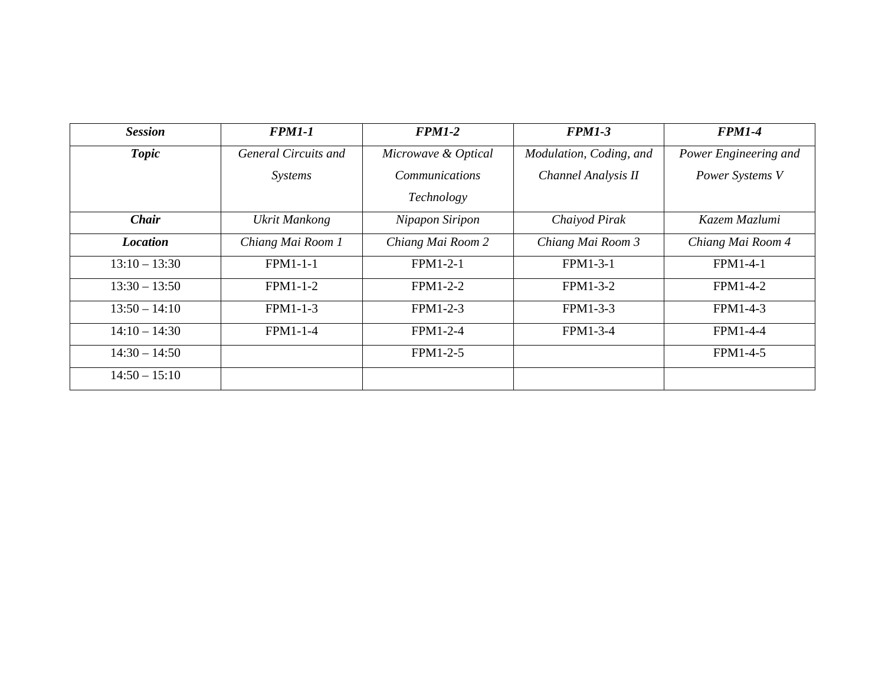| ***Session*** | ***FPM1-1*** | ***FPM1-2*** | ***FPM1-3*** | ***FPM1-4*** |
|---|---|---|---|---|
| ***Topic*** | *General Circuits and Systems* | *Microwave & Optical Communications Technology* | *Modulation, Coding, and Channel Analysis II* | *Power Engineering and Power Systems V* |
| ***Chair*** | *Ukrit Mankong* | *Nipapon Siripon* | *Chaiyod Pirak* | *Kazem Mazlumi* |
| ***Location*** | *Chiang Mai Room 1* | *Chiang Mai Room 2* | *Chiang Mai Room 3* | *Chiang Mai Room 4* |
| 13:10 – 13:30 | FPM1-1-1 | FPM1-2-1 | FPM1-3-1 | FPM1-4-1 |
| 13:30 – 13:50 | FPM1-1-2 | FPM1-2-2 | FPM1-3-2 | FPM1-4-2 |
| 13:50 – 14:10 | FPM1-1-3 | FPM1-2-3 | FPM1-3-3 | FPM1-4-3 |
| 14:10 – 14:30 | FPM1-1-4 | FPM1-2-4 | FPM1-3-4 | FPM1-4-4 |
| 14:30 – 14:50 | | FPM1-2-5 | | FPM1-4-5 |
| 14:50 – 15:10 | | | | |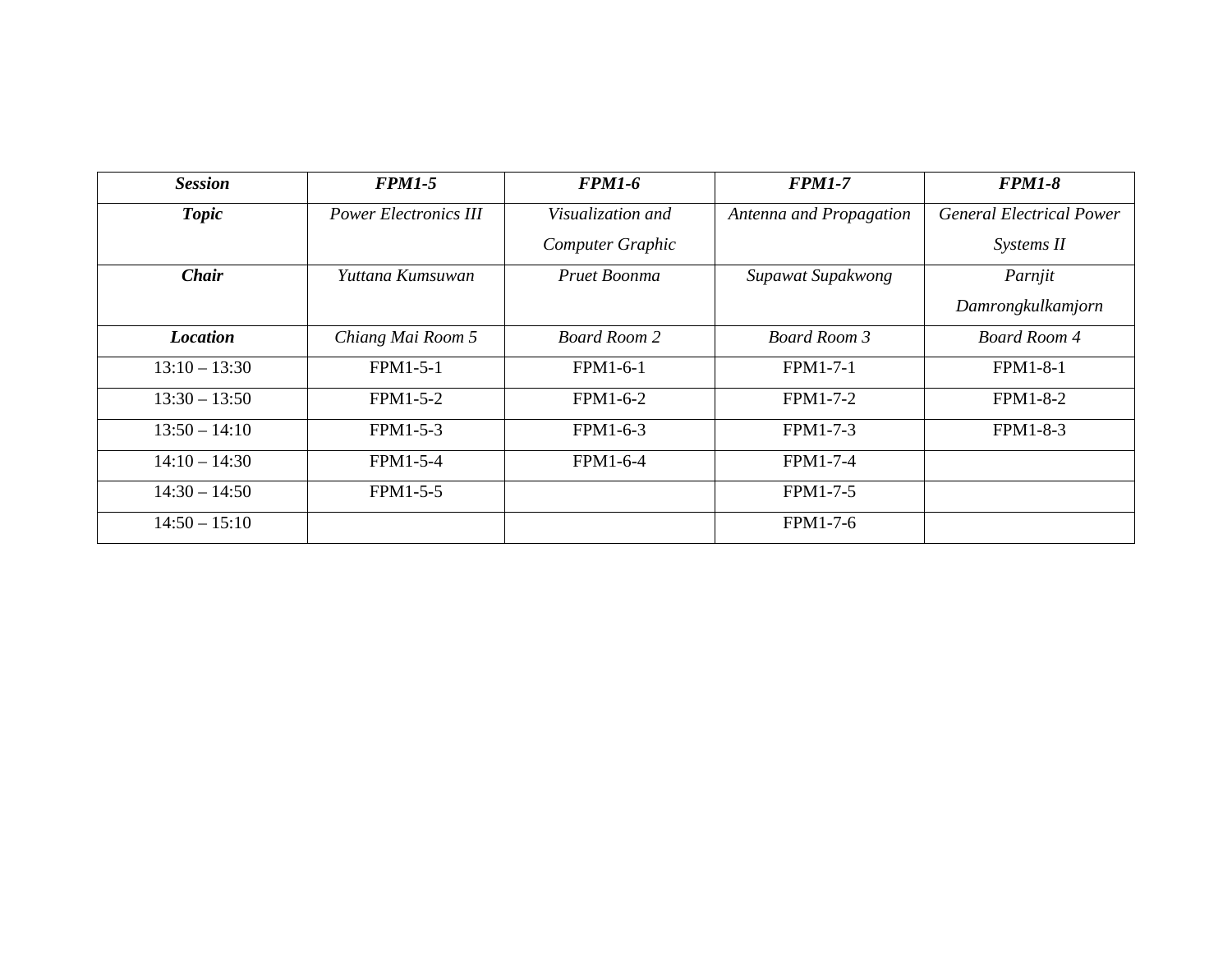| ***Session*** | ***FPM1-5*** | ***FPM1-6*** | ***FPM1-7*** | ***FPM1-8*** |
|---|---|---|---|---|
| ***Topic*** | *Power Electronics III* | *Visualization and Computer Graphic* | *Antenna and Propagation* | *General Electrical Power Systems II* |
| ***Chair*** | *Yuttana Kumsuwan* | *Pruet Boonma* | *Supawat Supakwong* | *Parnjit Damrongkulkamjorn* |
| ***Location*** | *Chiang Mai Room 5* | *Board Room 2* | *Board Room 3* | *Board Room 4* |
| 13:10 – 13:30 | FPM1-5-1 | FPM1-6-1 | FPM1-7-1 | FPM1-8-1 |
| 13:30 – 13:50 | FPM1-5-2 | FPM1-6-2 | FPM1-7-2 | FPM1-8-2 |
| 13:50 – 14:10 | FPM1-5-3 | FPM1-6-3 | FPM1-7-3 | FPM1-8-3 |
| 14:10 – 14:30 | FPM1-5-4 | FPM1-6-4 | FPM1-7-4 | |
| 14:30 – 14:50 | FPM1-5-5 | | FPM1-7-5 | |
| 14:50 – 15:10 | | | FPM1-7-6 | |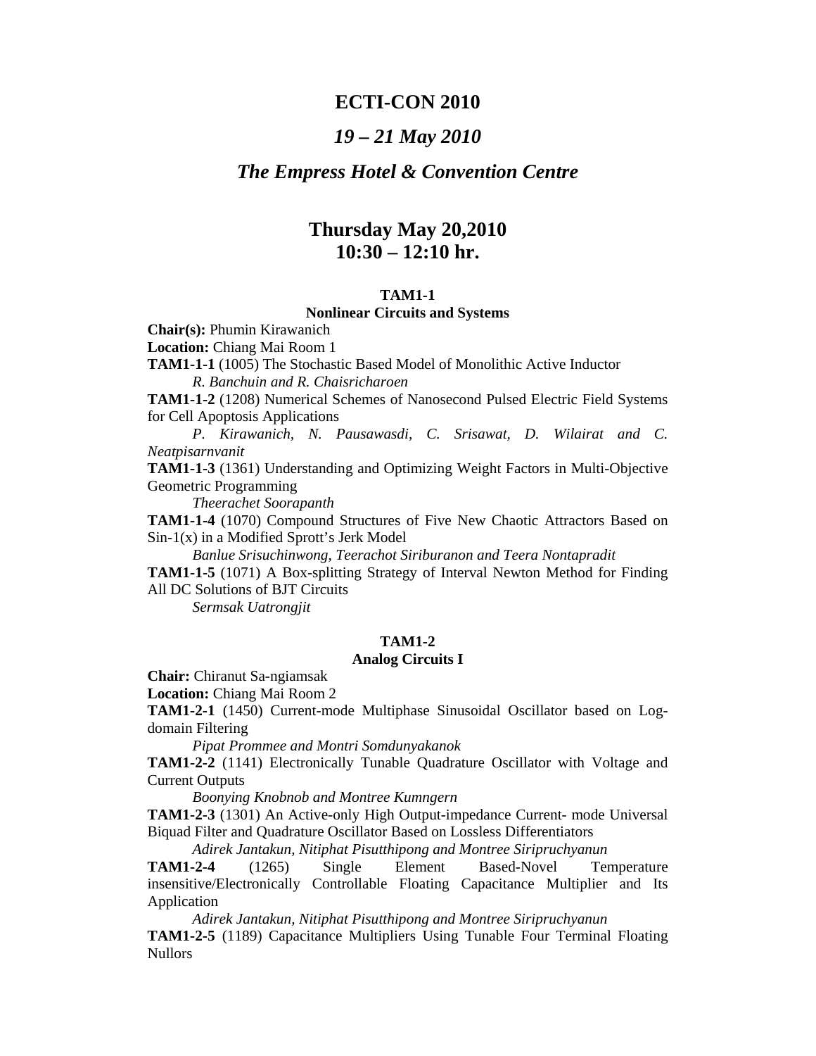# ECTI-CON 2010

## *19 – 21 May 2010*

## *The Empress Hotel & Convention Centre*

## Thursday May 20,2010
## 10:30 – 12:10 hr.

### TAM1-1
### Nonlinear Circuits and Systems

**Chair(s):** Phumin Kirawanich

**Location:** Chiang Mai Room 1

**TAM1-1-1** (1005) The Stochastic Based Model of Monolithic Active Inductor

*R. Banchuin and R. Chaisricharoen*

**TAM1-1-2** (1208) Numerical Schemes of Nanosecond Pulsed Electric Field Systems for Cell Apoptosis Applications

*P. Kirawanich, N. Pausawasdi, C. Srisawat, D. Wilairat and C. Neatpisarnvanit*

**TAM1-1-3** (1361) Understanding and Optimizing Weight Factors in Multi-Objective Geometric Programming

*Theerachet Soorapanth*

**TAM1-1-4** (1070) Compound Structures of Five New Chaotic Attractors Based on Sin-1(x) in a Modified Sprott's Jerk Model

*Banlue Srisuchinwong, Teerachot Siriburanon and Teera Nontapradit*

**TAM1-1-5** (1071) A Box-splitting Strategy of Interval Newton Method for Finding All DC Solutions of BJT Circuits

*Sermsak Uatrongjit*

### TAM1-2
### Analog Circuits I

**Chair:** Chiranut Sa-ngiamsak

**Location:** Chiang Mai Room 2

**TAM1-2-1** (1450) Current-mode Multiphase Sinusoidal Oscillator based on Log-domain Filtering

*Pipat Prommee and Montri Somdunyakanok*

**TAM1-2-2** (1141) Electronically Tunable Quadrature Oscillator with Voltage and Current Outputs

*Boonying Knobnob and Montree Kumngern*

**TAM1-2-3** (1301) An Active-only High Output-impedance Current- mode Universal Biquad Filter and Quadrature Oscillator Based on Lossless Differentiators

*Adirek Jantakun, Nitiphat Pisutthipong and Montree Siripruchyanun*

**TAM1-2-4** (1265) Single Element Based-Novel Temperature insensitive/Electronically Controllable Floating Capacitance Multiplier and Its Application

*Adirek Jantakun, Nitiphat Pisutthipong and Montree Siripruchyanun*

**TAM1-2-5** (1189) Capacitance Multipliers Using Tunable Four Terminal Floating Nullors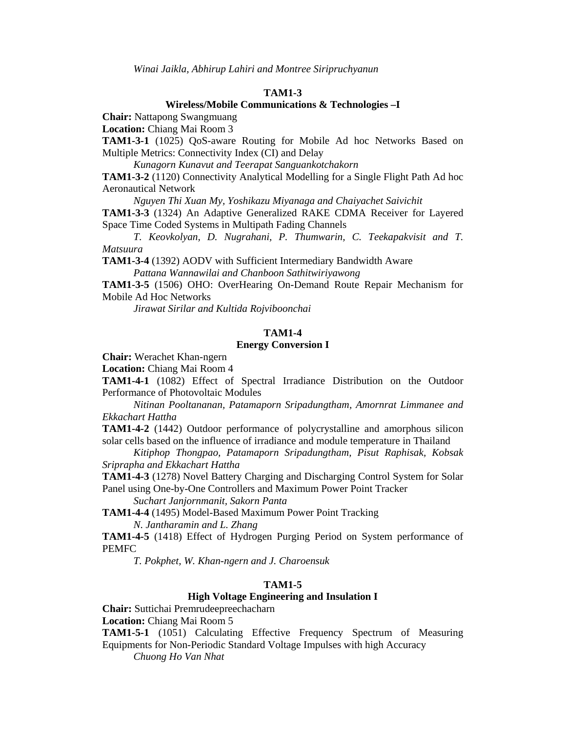*Winai Jaikla, Abhirup Lahiri and Montree Siripruchyanun*

**TAM1-3**
**Wireless/Mobile Communications & Technologies –I**

**Chair:** Nattapong Swangmuang
**Location:** Chiang Mai Room 3

**TAM1-3-1** (1025) QoS-aware Routing for Mobile Ad hoc Networks Based on Multiple Metrics: Connectivity Index (CI) and Delay
*Kunagorn Kunavut and Teerapat Sanguankotchakorn*

**TAM1-3-2** (1120) Connectivity Analytical Modelling for a Single Flight Path Ad hoc Aeronautical Network
*Nguyen Thi Xuan My, Yoshikazu Miyanaga and Chaiyachet Saivichit*

**TAM1-3-3** (1324) An Adaptive Generalized RAKE CDMA Receiver for Layered Space Time Coded Systems in Multipath Fading Channels
*T. Keovkolyan, D. Nugrahani, P. Thumwarin, C. Teekapakvisit and T. Matsuura*

**TAM1-3-4** (1392) AODV with Sufficient Intermediary Bandwidth Aware
*Pattana Wannawilai and Chanboon Sathitwiriyawong*

**TAM1-3-5** (1506) OHO: OverHearing On-Demand Route Repair Mechanism for Mobile Ad Hoc Networks
*Jirawat Sirilar and Kultida Rojviboonchai*

**TAM1-4**
**Energy Conversion I**

**Chair:** Werachet Khan-ngern
**Location:** Chiang Mai Room 4

**TAM1-4-1** (1082) Effect of Spectral Irradiance Distribution on the Outdoor Performance of Photovoltaic Modules
*Nitinan Pooltananan, Patamaporn Sripadungtham, Amornrat Limmanee and Ekkachart Hattha*

**TAM1-4-2** (1442) Outdoor performance of polycrystalline and amorphous silicon solar cells based on the influence of irradiance and module temperature in Thailand
*Kitiphop Thongpao, Patamaporn Sripadungtham, Pisut Raphisak, Kobsak Sriprapha and Ekkachart Hattha*

**TAM1-4-3** (1278) Novel Battery Charging and Discharging Control System for Solar Panel using One-by-One Controllers and Maximum Power Point Tracker
*Suchart Janjornmanit, Sakorn Panta*

**TAM1-4-4** (1495) Model-Based Maximum Power Point Tracking
*N. Jantharamin and L. Zhang*

**TAM1-4-5** (1418) Effect of Hydrogen Purging Period on System performance of PEMFC
*T. Pokphet, W. Khan-ngern and J. Charoensuk*

**TAM1-5**
**High Voltage Engineering and Insulation I**

**Chair:** Suttichai Premrudeepreechacharn
**Location:** Chiang Mai Room 5

**TAM1-5-1** (1051) Calculating Effective Frequency Spectrum of Measuring Equipments for Non-Periodic Standard Voltage Impulses with high Accuracy
*Chuong Ho Van Nhat*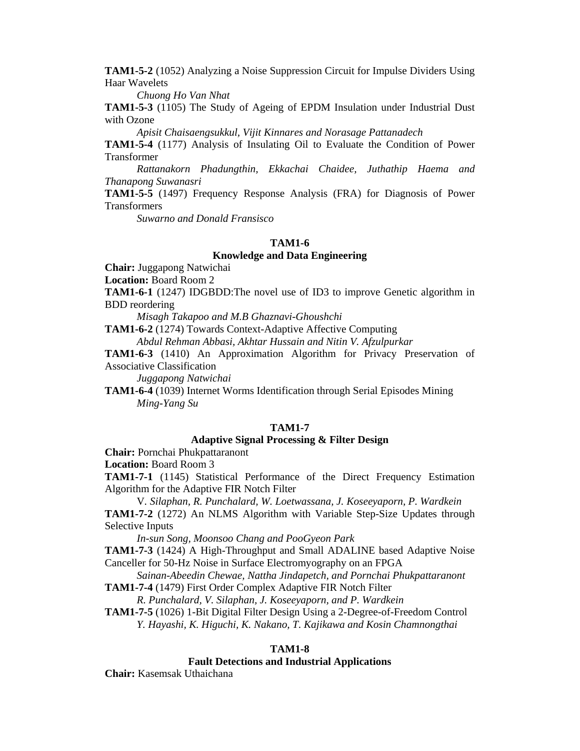**TAM1-5-2** (1052) Analyzing a Noise Suppression Circuit for Impulse Dividers Using Haar Wavelets

*Chuong Ho Van Nhat*

**TAM1-5-3** (1105) The Study of Ageing of EPDM Insulation under Industrial Dust with Ozone

*Apisit Chaisaengsukkul, Vijit Kinnares and Norasage Pattanadech*

**TAM1-5-4** (1177) Analysis of Insulating Oil to Evaluate the Condition of Power Transformer

*Rattanakorn Phadungthin, Ekkachai Chaidee, Juthathip Haema and Thanapong Suwanasri*

**TAM1-5-5** (1497) Frequency Response Analysis (FRA) for Diagnosis of Power Transformers

*Suwarno and Donald Fransisco*

### TAM1-6
### Knowledge and Data Engineering

**Chair:** Juggapong Natwichai

**Location:** Board Room 2

**TAM1-6-1** (1247) IDGBDD:The novel use of ID3 to improve Genetic algorithm in BDD reordering

*Misagh Takapoo and M.B Ghaznavi-Ghoushchi*

**TAM1-6-2** (1274) Towards Context-Adaptive Affective Computing

*Abdul Rehman Abbasi, Akhtar Hussain and Nitin V. Afzulpurkar*

**TAM1-6-3** (1410) An Approximation Algorithm for Privacy Preservation of Associative Classification

*Juggapong Natwichai*

**TAM1-6-4** (1039) Internet Worms Identification through Serial Episodes Mining

*Ming-Yang Su*

### TAM1-7
### Adaptive Signal Processing & Filter Design

**Chair:** Pornchai Phukpattaranont

**Location:** Board Room 3

**TAM1-7-1** (1145) Statistical Performance of the Direct Frequency Estimation Algorithm for the Adaptive FIR Notch Filter

V. *Silaphan, R. Punchalard, W. Loetwassana, J. Koseeyaporn, P. Wardkein*

**TAM1-7-2** (1272) An NLMS Algorithm with Variable Step-Size Updates through Selective Inputs

*In-sun Song, Moonsoo Chang and PooGyeon Park*

**TAM1-7-3** (1424) A High-Throughput and Small ADALINE based Adaptive Noise Canceller for 50-Hz Noise in Surface Electromyography on an FPGA

*Sainan-Abeedin Chewae, Nattha Jindapetch, and Pornchai Phukpattaranont*

**TAM1-7-4** (1479) First Order Complex Adaptive FIR Notch Filter

*R. Punchalard, V. Silaphan, J. Koseeyaporn, and P. Wardkein*

**TAM1-7-5** (1026) 1-Bit Digital Filter Design Using a 2-Degree-of-Freedom Control

*Y. Hayashi, K. Higuchi, K. Nakano, T. Kajikawa and Kosin Chamnongthai*

### TAM1-8
### Fault Detections and Industrial Applications

**Chair:** Kasemsak Uthaichana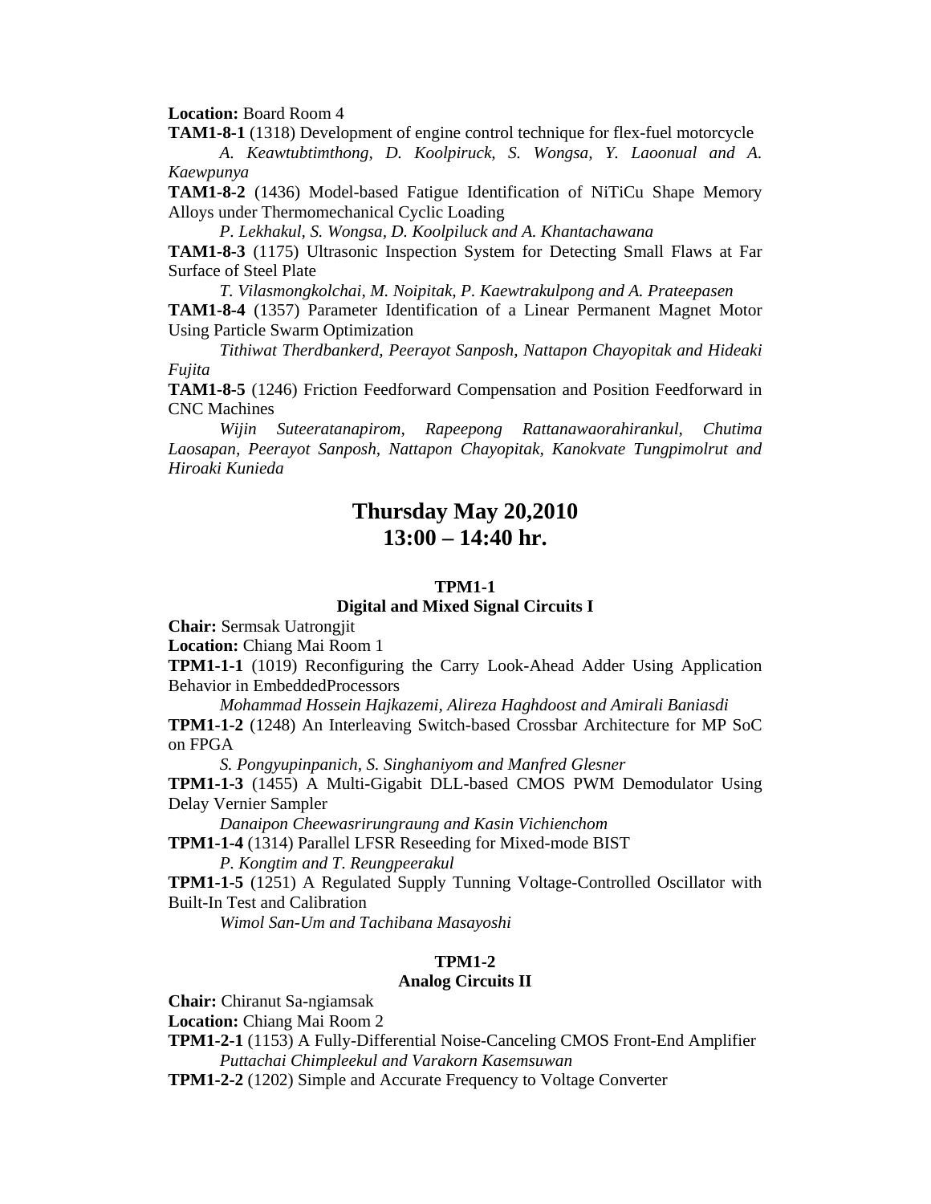**Location:** Board Room 4

**TAM1-8-1** (1318) Development of engine control technique for flex-fuel motorcycle

*A. Keawtubtimthong, D. Koolpiruck, S. Wongsa, Y. Laoonual and A. Kaewpunya*

**TAM1-8-2** (1436) Model-based Fatigue Identification of NiTiCu Shape Memory Alloys under Thermomechanical Cyclic Loading

*P. Lekhakul, S. Wongsa, D. Koolpiluck and A. Khantachawana*

**TAM1-8-3** (1175) Ultrasonic Inspection System for Detecting Small Flaws at Far Surface of Steel Plate

*T. Vilasmongkolchai, M. Noipitak, P. Kaewtrakulpong and A. Prateepasen*

**TAM1-8-4** (1357) Parameter Identification of a Linear Permanent Magnet Motor Using Particle Swarm Optimization

*Tithiwat Therdbankerd, Peerayot Sanposh, Nattapon Chayopitak and Hideaki Fujita*

**TAM1-8-5** (1246) Friction Feedforward Compensation and Position Feedforward in CNC Machines

*Wijin Suteeratanapirom, Rapeepong Rattanawaorahirankul, Chutima Laosapan, Peerayot Sanposh, Nattapon Chayopitak, Kanokvate Tungpimolrut and Hiroaki Kunieda*

## Thursday May 20,2010
## 13:00 – 14:40 hr.

### TPM1-1
### Digital and Mixed Signal Circuits I

**Chair:** Sermsak Uatrongjit

**Location:** Chiang Mai Room 1

**TPM1-1-1** (1019) Reconfiguring the Carry Look-Ahead Adder Using Application Behavior in EmbeddedProcessors

*Mohammad Hossein Hajkazemi, Alireza Haghdoost and Amirali Baniasdi*

**TPM1-1-2** (1248) An Interleaving Switch-based Crossbar Architecture for MP SoC on FPGA

*S. Pongyupinpanich, S. Singhaniyom and Manfred Glesner*

**TPM1-1-3** (1455) A Multi-Gigabit DLL-based CMOS PWM Demodulator Using Delay Vernier Sampler

*Danaipon Cheewasrirungraung and Kasin Vichienchom*

**TPM1-1-4** (1314) Parallel LFSR Reseeding for Mixed-mode BIST

*P. Kongtim and T. Reungpeerakul*

**TPM1-1-5** (1251) A Regulated Supply Tunning Voltage-Controlled Oscillator with Built-In Test and Calibration

*Wimol San-Um and Tachibana Masayoshi*

### TPM1-2
### Analog Circuits II

**Chair:** Chiranut Sa-ngiamsak

**Location:** Chiang Mai Room 2

**TPM1-2-1** (1153) A Fully-Differential Noise-Canceling CMOS Front-End Amplifier

*Puttachai Chimpleekul and Varakorn Kasemsuwan*

**TPM1-2-2** (1202) Simple and Accurate Frequency to Voltage Converter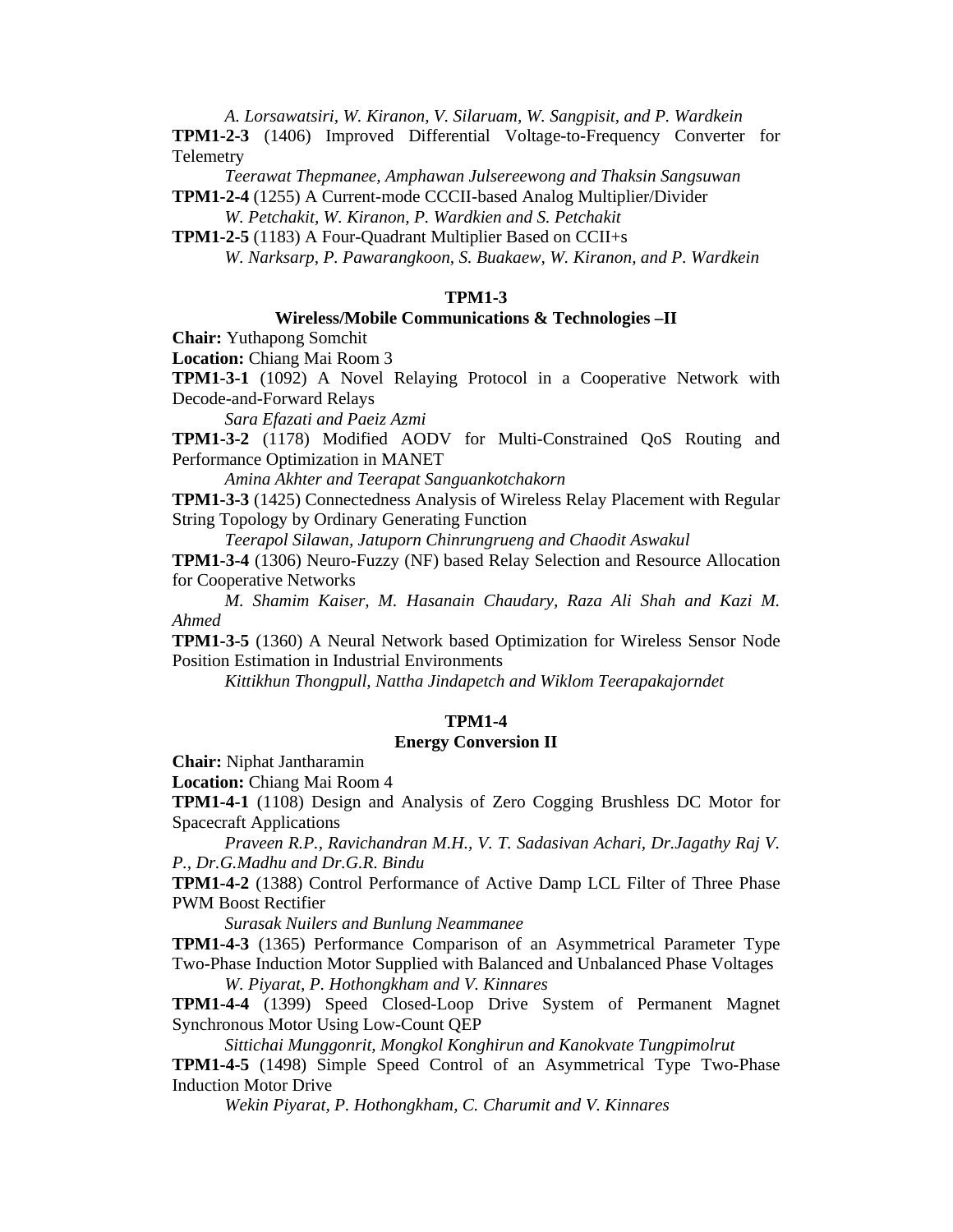*A. Lorsawatsiri, W. Kiranon, V. Silaruam, W. Sangpisit, and P. Wardkein*

**TPM1-2-3** (1406) Improved Differential Voltage-to-Frequency Converter for Telemetry

*Teerawat Thepmanee, Amphawan Julsereewong and Thaksin Sangsuwan*

**TPM1-2-4** (1255) A Current-mode CCCII-based Analog Multiplier/Divider

*W. Petchakit, W. Kiranon, P. Wardkien and S. Petchakit*

**TPM1-2-5** (1183) A Four-Quadrant Multiplier Based on CCII+s

*W. Narksarp, P. Pawarangkoon, S. Buakaew, W. Kiranon, and P. Wardkein*

## TPM1-3

### Wireless/Mobile Communications & Technologies –II

**Chair:** Yuthapong Somchit

**Location:** Chiang Mai Room 3

**TPM1-3-1** (1092) A Novel Relaying Protocol in a Cooperative Network with Decode-and-Forward Relays

*Sara Efazati and Paeiz Azmi*

**TPM1-3-2** (1178) Modified AODV for Multi-Constrained QoS Routing and Performance Optimization in MANET

*Amina Akhter and Teerapat Sanguankotchakorn*

**TPM1-3-3** (1425) Connectedness Analysis of Wireless Relay Placement with Regular String Topology by Ordinary Generating Function

*Teerapol Silawan, Jatuporn Chinrungrueng and Chaodit Aswakul*

**TPM1-3-4** (1306) Neuro-Fuzzy (NF) based Relay Selection and Resource Allocation for Cooperative Networks

*M. Shamim Kaiser, M. Hasanain Chaudary, Raza Ali Shah and Kazi M. Ahmed*

**TPM1-3-5** (1360) A Neural Network based Optimization for Wireless Sensor Node Position Estimation in Industrial Environments

*Kittikhun Thongpull, Nattha Jindapetch and Wiklom Teerapakajorndet*

## TPM1-4

### Energy Conversion II

**Chair:** Niphat Jantharamin

**Location:** Chiang Mai Room 4

**TPM1-4-1** (1108) Design and Analysis of Zero Cogging Brushless DC Motor for Spacecraft Applications

*Praveen R.P., Ravichandran M.H., V. T. Sadasivan Achari, Dr.Jagathy Raj V. P., Dr.G.Madhu and Dr.G.R. Bindu*

**TPM1-4-2** (1388) Control Performance of Active Damp LCL Filter of Three Phase PWM Boost Rectifier

*Surasak Nuilers and Bunlung Neammanee*

**TPM1-4-3** (1365) Performance Comparison of an Asymmetrical Parameter Type Two-Phase Induction Motor Supplied with Balanced and Unbalanced Phase Voltages

*W. Piyarat, P. Hothongkham and V. Kinnares*

**TPM1-4-4** (1399) Speed Closed-Loop Drive System of Permanent Magnet Synchronous Motor Using Low-Count QEP

*Sittichai Munggonrit, Mongkol Konghirun and Kanokvate Tungpimolrut*

**TPM1-4-5** (1498) Simple Speed Control of an Asymmetrical Type Two-Phase Induction Motor Drive

*Wekin Piyarat, P. Hothongkham, C. Charumit and V. Kinnares*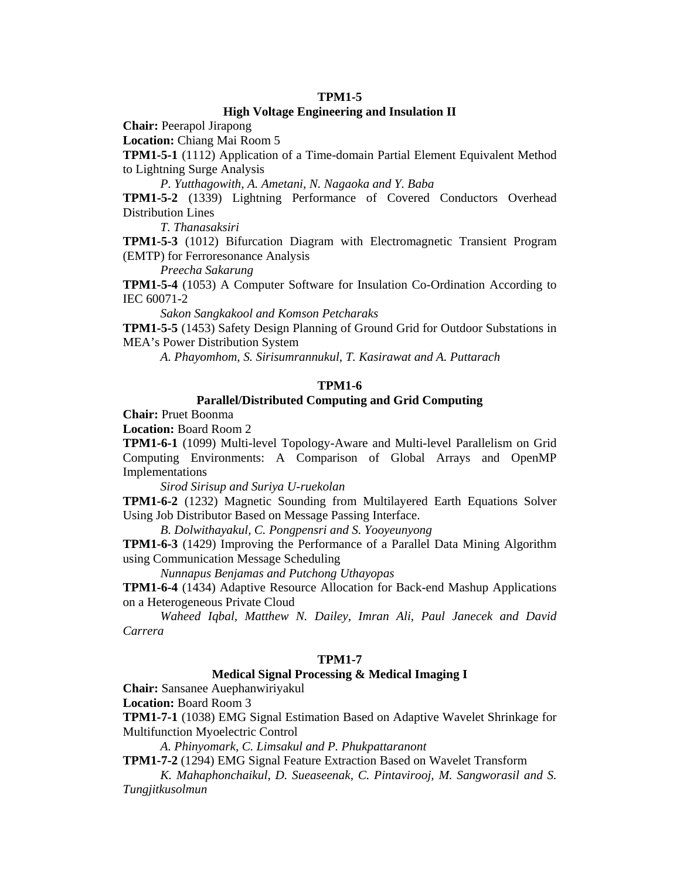## TPM1-5

### High Voltage Engineering and Insulation II

**Chair:** Peerapol Jirapong

**Location:** Chiang Mai Room 5

**TPM1-5-1** (1112) Application of a Time-domain Partial Element Equivalent Method to Lightning Surge Analysis

*P. Yutthagowith, A. Ametani, N. Nagaoka and Y. Baba*

**TPM1-5-2** (1339) Lightning Performance of Covered Conductors Overhead Distribution Lines

*T. Thanasaksiri*

**TPM1-5-3** (1012) Bifurcation Diagram with Electromagnetic Transient Program (EMTP) for Ferroresonance Analysis

*Preecha Sakarung*

**TPM1-5-4** (1053) A Computer Software for Insulation Co-Ordination According to IEC 60071-2

*Sakon Sangkakool and Komson Petcharaks*

**TPM1-5-5** (1453) Safety Design Planning of Ground Grid for Outdoor Substations in MEA's Power Distribution System

*A. Phayomhom, S. Sirisumrannukul, T. Kasirawat and A. Puttarach*

## TPM1-6

### Parallel/Distributed Computing and Grid Computing

**Chair:** Pruet Boonma

**Location:** Board Room 2

**TPM1-6-1** (1099) Multi-level Topology-Aware and Multi-level Parallelism on Grid Computing Environments: A Comparison of Global Arrays and OpenMP Implementations

*Sirod Sirisup and Suriya U-ruekolan*

**TPM1-6-2** (1232) Magnetic Sounding from Multilayered Earth Equations Solver Using Job Distributor Based on Message Passing Interface.

*B. Dolwithayakul, C. Pongpensri and S. Yooyeunyong*

**TPM1-6-3** (1429) Improving the Performance of a Parallel Data Mining Algorithm using Communication Message Scheduling

*Nunnapus Benjamas and Putchong Uthayopas*

**TPM1-6-4** (1434) Adaptive Resource Allocation for Back-end Mashup Applications on a Heterogeneous Private Cloud

*Waheed Iqbal, Matthew N. Dailey, Imran Ali, Paul Janecek and David Carrera*

## TPM1-7

### Medical Signal Processing & Medical Imaging I

**Chair:** Sansanee Auephanwiriyakul

**Location:** Board Room 3

**TPM1-7-1** (1038) EMG Signal Estimation Based on Adaptive Wavelet Shrinkage for Multifunction Myoelectric Control

*A. Phinyomark, C. Limsakul and P. Phukpattaranont*

**TPM1-7-2** (1294) EMG Signal Feature Extraction Based on Wavelet Transform

*K. Mahaphonchaikul, D. Sueaseenak, C. Pintavirooj, M. Sangworasil and S. Tungjitkusolmun*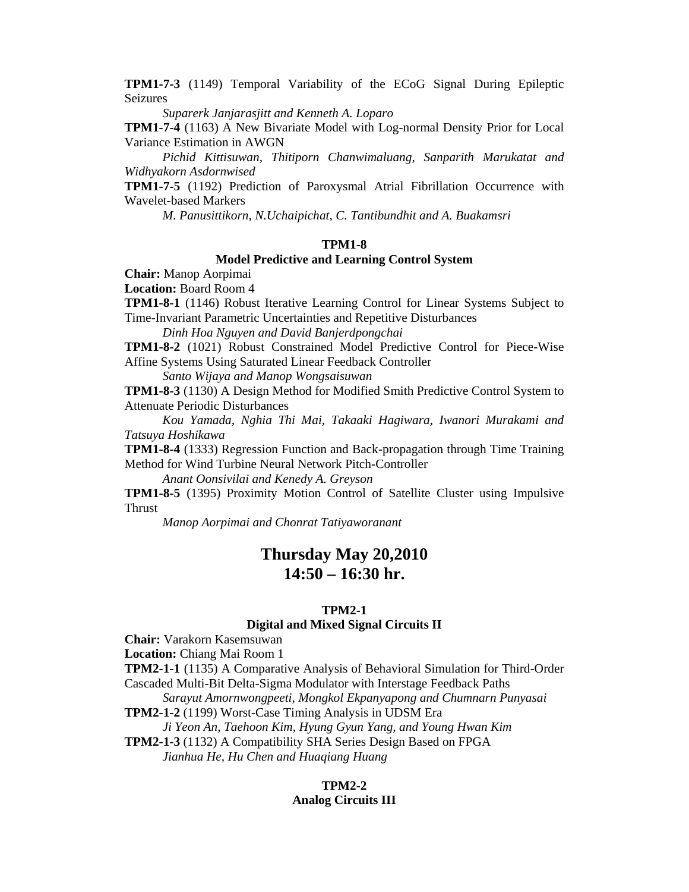**TPM1-7-3** (1149) Temporal Variability of the ECoG Signal During Epileptic Seizures

*Suparerk Janjarasjitt and Kenneth A. Loparo*

**TPM1-7-4** (1163) A New Bivariate Model with Log-normal Density Prior for Local Variance Estimation in AWGN

*Pichid Kittisuwan, Thitiporn Chanwimaluang, Sanparith Marukatat and Widhyakorn Asdornwised*

**TPM1-7-5** (1192) Prediction of Paroxysmal Atrial Fibrillation Occurrence with Wavelet-based Markers

*M. Panusittikorn, N.Uchaipichat, C. Tantibundhit and A. Buakamsri*

**TPM1-8**

**Model Predictive and Learning Control System**

**Chair:** Manop Aorpimai

**Location:** Board Room 4

**TPM1-8-1** (1146) Robust Iterative Learning Control for Linear Systems Subject to Time-Invariant Parametric Uncertainties and Repetitive Disturbances

*Dinh Hoa Nguyen and David Banjerdpongchai*

**TPM1-8-2** (1021) Robust Constrained Model Predictive Control for Piece-Wise Affine Systems Using Saturated Linear Feedback Controller

*Santo Wijaya and Manop Wongsaisuwan*

**TPM1-8-3** (1130) A Design Method for Modified Smith Predictive Control System to Attenuate Periodic Disturbances

*Kou Yamada, Nghia Thi Mai, Takaaki Hagiwara, Iwanori Murakami and Tatsuya Hoshikawa*

**TPM1-8-4** (1333) Regression Function and Back-propagation through Time Training Method for Wind Turbine Neural Network Pitch-Controller

*Anant Oonsivilai and Kenedy A. Greyson*

**TPM1-8-5** (1395) Proximity Motion Control of Satellite Cluster using Impulsive Thrust

*Manop Aorpimai and Chonrat Tatiyaworanant*

# Thursday May 20,2010
# 14:50 – 16:30 hr.

**TPM2-1**

**Digital and Mixed Signal Circuits II**

**Chair:** Varakorn Kasemsuwan

**Location:** Chiang Mai Room 1

**TPM2-1-1** (1135) A Comparative Analysis of Behavioral Simulation for Third-Order Cascaded Multi-Bit Delta-Sigma Modulator with Interstage Feedback Paths

*Sarayut Amornwongpeeti, Mongkol Ekpanyapong and Chumnarn Punyasai*

**TPM2-1-2** (1199) Worst-Case Timing Analysis in UDSM Era

*Ji Yeon An, Taehoon Kim, Hyung Gyun Yang, and Young Hwan Kim*

**TPM2-1-3** (1132) A Compatibility SHA Series Design Based on FPGA

*Jianhua He, Hu Chen and Huaqiang Huang*

**TPM2-2**

**Analog Circuits III**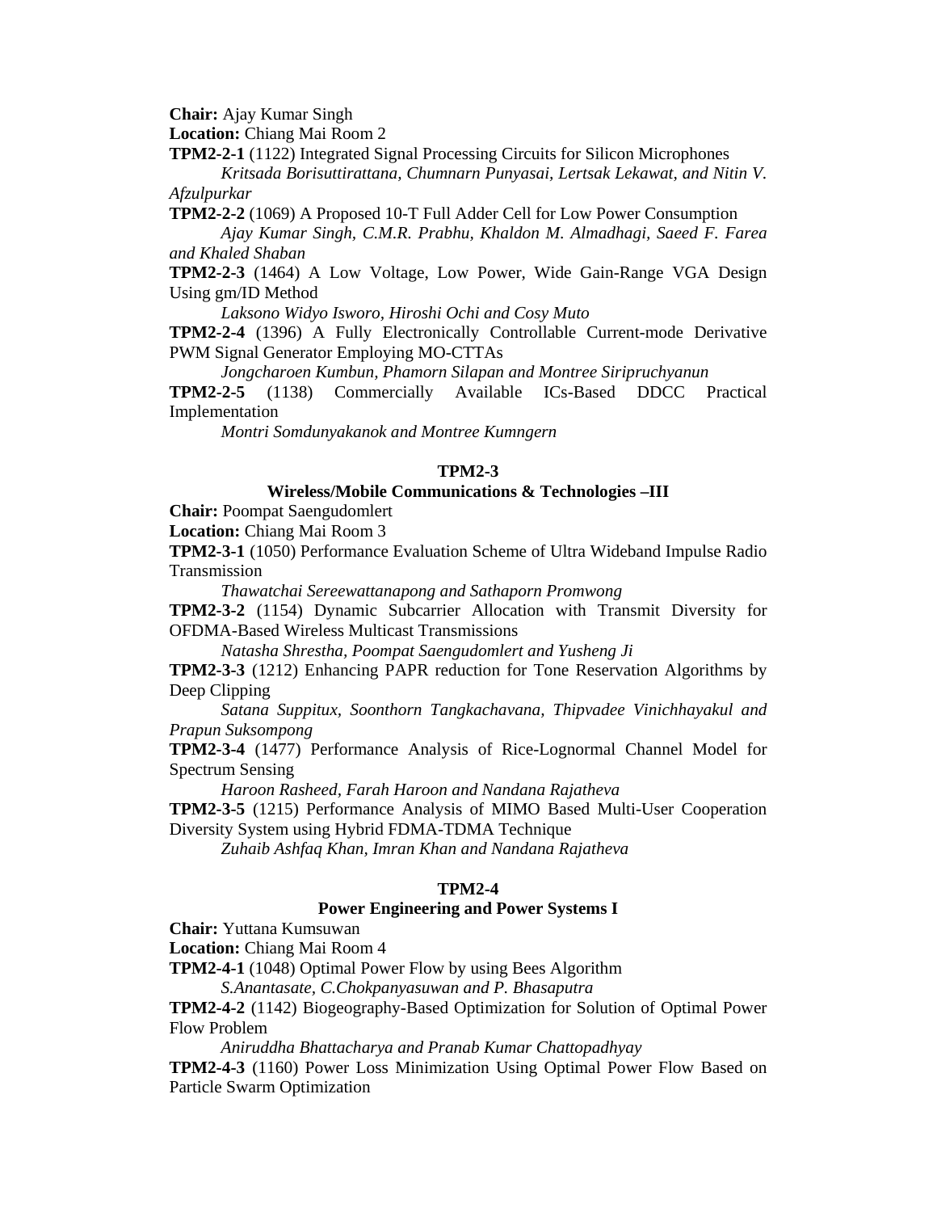**Chair:** Ajay Kumar Singh
**Location:** Chiang Mai Room 2

**TPM2-2-1** (1122) Integrated Signal Processing Circuits for Silicon Microphones
*Kritsada Borisuttirattana, Chumnarn Punyasai, Lertsak Lekawat, and Nitin V. Afzulpurkar*

**TPM2-2-2** (1069) A Proposed 10-T Full Adder Cell for Low Power Consumption
*Ajay Kumar Singh, C.M.R. Prabhu, Khaldon M. Almadhagi, Saeed F. Farea and Khaled Shaban*

**TPM2-2-3** (1464) A Low Voltage, Low Power, Wide Gain-Range VGA Design Using gm/ID Method
*Laksono Widyo Isworo, Hiroshi Ochi and Cosy Muto*

**TPM2-2-4** (1396) A Fully Electronically Controllable Current-mode Derivative PWM Signal Generator Employing MO-CTTAs
*Jongcharoen Kumbun, Phamorn Silapan and Montree Siripruchyanun*

**TPM2-2-5** (1138) Commercially Available ICs-Based DDCC Practical Implementation
*Montri Somdunyakanok and Montree Kumngern*

### TPM2-3

### Wireless/Mobile Communications & Technologies –III

**Chair:** Poompat Saengudomlert
**Location:** Chiang Mai Room 3

**TPM2-3-1** (1050) Performance Evaluation Scheme of Ultra Wideband Impulse Radio Transmission
*Thawatchai Sereewattanapong and Sathaporn Promwong*

**TPM2-3-2** (1154) Dynamic Subcarrier Allocation with Transmit Diversity for OFDMA-Based Wireless Multicast Transmissions
*Natasha Shrestha, Poompat Saengudomlert and Yusheng Ji*

**TPM2-3-3** (1212) Enhancing PAPR reduction for Tone Reservation Algorithms by Deep Clipping
*Satana Suppitux, Soonthorn Tangkachavana, Thipvadee Vinichhayakul and Prapun Suksompong*

**TPM2-3-4** (1477) Performance Analysis of Rice-Lognormal Channel Model for Spectrum Sensing
*Haroon Rasheed, Farah Haroon and Nandana Rajatheva*

**TPM2-3-5** (1215) Performance Analysis of MIMO Based Multi-User Cooperation Diversity System using Hybrid FDMA-TDMA Technique
*Zuhaib Ashfaq Khan, Imran Khan and Nandana Rajatheva*

### TPM2-4

### Power Engineering and Power Systems I

**Chair:** Yuttana Kumsuwan
**Location:** Chiang Mai Room 4

**TPM2-4-1** (1048) Optimal Power Flow by using Bees Algorithm
*S.Anantasate, C.Chokpanyasuwan and P. Bhasaputra*

**TPM2-4-2** (1142) Biogeography-Based Optimization for Solution of Optimal Power Flow Problem
*Aniruddha Bhattacharya and Pranab Kumar Chattopadhyay*

**TPM2-4-3** (1160) Power Loss Minimization Using Optimal Power Flow Based on Particle Swarm Optimization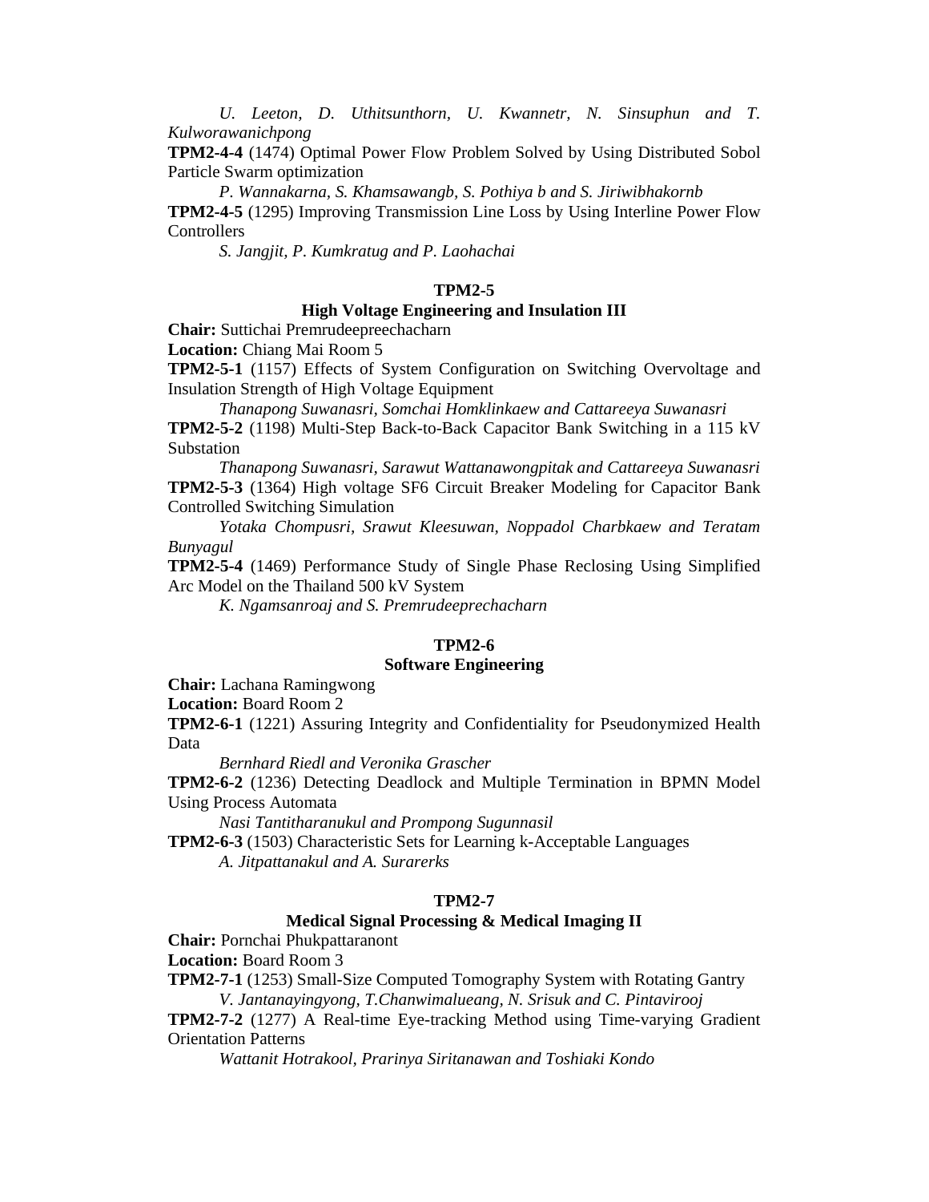*U. Leeton, D. Uthitsunthorn, U. Kwannetr, N. Sinsuphun and T. Kulworawanichpong*

**TPM2-4-4** (1474) Optimal Power Flow Problem Solved by Using Distributed Sobol Particle Swarm optimization

*P. Wannakarna, S. Khamsawangb, S. Pothiya b and S. Jiriwibhakornb*

**TPM2-4-5** (1295) Improving Transmission Line Loss by Using Interline Power Flow Controllers

*S. Jangjit, P. Kumkratug and P. Laohachai*

**TPM2-5**

**High Voltage Engineering and Insulation III**

**Chair:** Suttichai Premrudeepreechacharn

**Location:** Chiang Mai Room 5

**TPM2-5-1** (1157) Effects of System Configuration on Switching Overvoltage and Insulation Strength of High Voltage Equipment

*Thanapong Suwanasri, Somchai Homklinkaew and Cattareeya Suwanasri*

**TPM2-5-2** (1198) Multi-Step Back-to-Back Capacitor Bank Switching in a 115 kV Substation

*Thanapong Suwanasri, Sarawut Wattanawongpitak and Cattareeya Suwanasri*

**TPM2-5-3** (1364) High voltage SF6 Circuit Breaker Modeling for Capacitor Bank Controlled Switching Simulation

*Yotaka Chompusri, Srawut Kleesuwan, Noppadol Charbkaew and Teratam Bunyagul*

**TPM2-5-4** (1469) Performance Study of Single Phase Reclosing Using Simplified Arc Model on the Thailand 500 kV System

*K. Ngamsanroaj and S. Premrudeeprechacharn*

**TPM2-6**

**Software Engineering**

**Chair:** Lachana Ramingwong

**Location:** Board Room 2

**TPM2-6-1** (1221) Assuring Integrity and Confidentiality for Pseudonymized Health Data

*Bernhard Riedl and Veronika Grascher*

**TPM2-6-2** (1236) Detecting Deadlock and Multiple Termination in BPMN Model Using Process Automata

*Nasi Tantitharanukul and Prompong Sugunnasil*

**TPM2-6-3** (1503) Characteristic Sets for Learning k-Acceptable Languages

*A. Jitpattanakul and A. Surarerks*

**TPM2-7**

**Medical Signal Processing & Medical Imaging II**

**Chair:** Pornchai Phukpattaranont

**Location:** Board Room 3

**TPM2-7-1** (1253) Small-Size Computed Tomography System with Rotating Gantry

*V. Jantanayingyong, T.Chanwimalueang, N. Srisuk and C. Pintavirooj*

**TPM2-7-2** (1277) A Real-time Eye-tracking Method using Time-varying Gradient Orientation Patterns

*Wattanit Hotrakool, Prarinya Siritanawan and Toshiaki Kondo*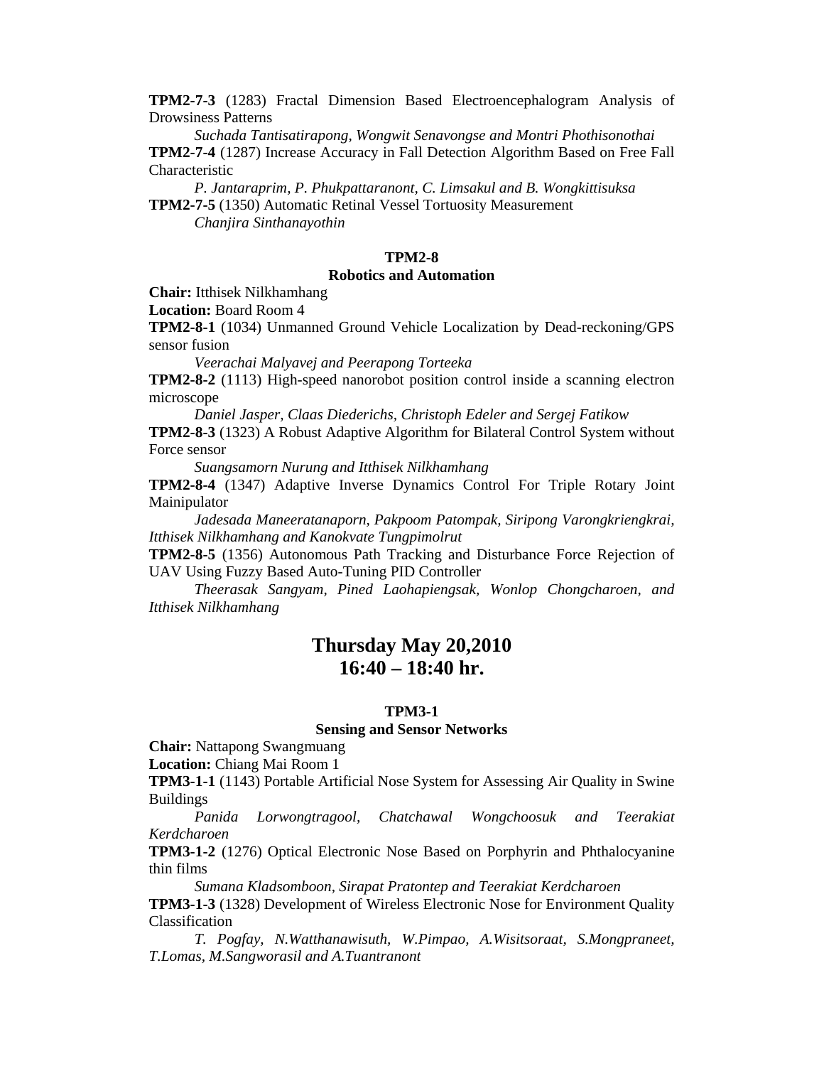**TPM2-7-3** (1283) Fractal Dimension Based Electroencephalogram Analysis of Drowsiness Patterns

*Suchada Tantisatirapong, Wongwit Senavongse and Montri Phothisonothai*

**TPM2-7-4** (1287) Increase Accuracy in Fall Detection Algorithm Based on Free Fall Characteristic

*P. Jantaraprim, P. Phukpattaranont, C. Limsakul and B. Wongkittisuksa*

**TPM2-7-5** (1350) Automatic Retinal Vessel Tortuosity Measurement

*Chanjira Sinthanayothin*

### TPM2-8
### Robotics and Automation

**Chair:** Itthisek Nilkhamhang

**Location:** Board Room 4

**TPM2-8-1** (1034) Unmanned Ground Vehicle Localization by Dead-reckoning/GPS sensor fusion

*Veerachai Malyavej and Peerapong Torteeka*

**TPM2-8-2** (1113) High-speed nanorobot position control inside a scanning electron microscope

*Daniel Jasper, Claas Diederichs, Christoph Edeler and Sergej Fatikow*

**TPM2-8-3** (1323) A Robust Adaptive Algorithm for Bilateral Control System without Force sensor

*Suangsamorn Nurung and Itthisek Nilkhamhang*

**TPM2-8-4** (1347) Adaptive Inverse Dynamics Control For Triple Rotary Joint Mainipulator

*Jadesada Maneeratanaporn, Pakpoom Patompak, Siripong Varongkriengkrai, Itthisek Nilkhamhang and Kanokvate Tungpimolrut*

**TPM2-8-5** (1356) Autonomous Path Tracking and Disturbance Force Rejection of UAV Using Fuzzy Based Auto-Tuning PID Controller

*Theerasak Sangyam, Pined Laohapiengsak, Wonlop Chongcharoen, and Itthisek Nilkhamhang*

## Thursday May 20,2010
## 16:40 – 18:40 hr.

### TPM3-1
### Sensing and Sensor Networks

**Chair:** Nattapong Swangmuang

**Location:** Chiang Mai Room 1

**TPM3-1-1** (1143) Portable Artificial Nose System for Assessing Air Quality in Swine Buildings

*Panida Lorwongtragool, Chatchawal Wongchoosuk and Teerakiat Kerdcharoen*

**TPM3-1-2** (1276) Optical Electronic Nose Based on Porphyrin and Phthalocyanine thin films

*Sumana Kladsomboon, Sirapat Pratontep and Teerakiat Kerdcharoen*

**TPM3-1-3** (1328) Development of Wireless Electronic Nose for Environment Quality Classification

*T. Pogfay, N.Watthanawisuth, W.Pimpao, A.Wisitsoraat, S.Mongpraneet, T.Lomas, M.Sangworasil and A.Tuantranont*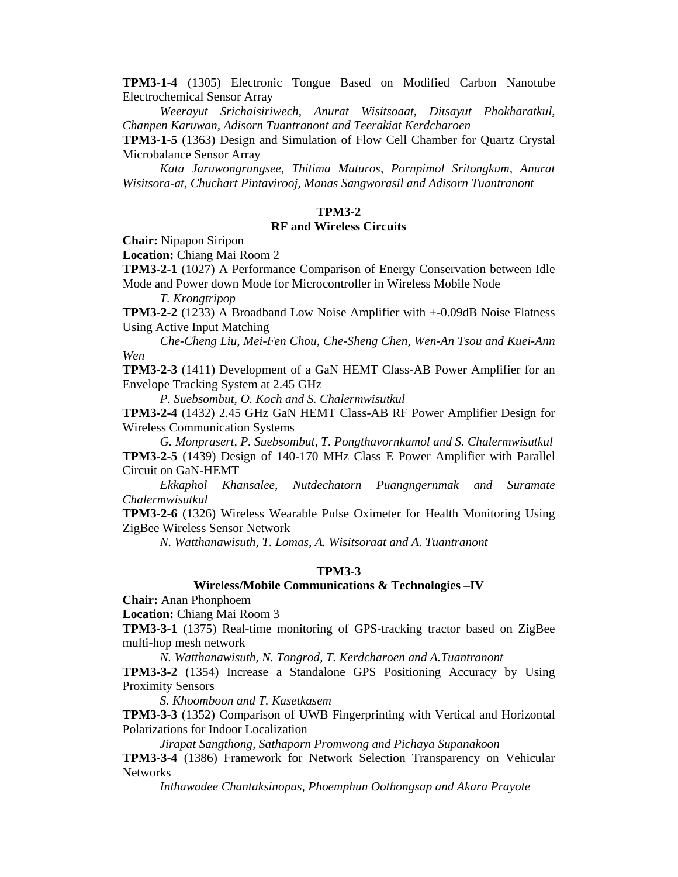**TPM3-1-4** (1305) Electronic Tongue Based on Modified Carbon Nanotube Electrochemical Sensor Array

*Weerayut Srichaisiriwech, Anurat Wisitsoaat, Ditsayut Phokharatkul, Chanpen Karuwan, Adisorn Tuantranont and Teerakiat Kerdcharoen*

**TPM3-1-5** (1363) Design and Simulation of Flow Cell Chamber for Quartz Crystal Microbalance Sensor Array

*Kata Jaruwongrungsee, Thitima Maturos, Pornpimol Sritongkum, Anurat Wisitsora-at, Chuchart Pintavirooj, Manas Sangworasil and Adisorn Tuantranont*

**TPM3-2**
**RF and Wireless Circuits**

**Chair:** Nipapon Siripon

**Location:** Chiang Mai Room 2

**TPM3-2-1** (1027) A Performance Comparison of Energy Conservation between Idle Mode and Power down Mode for Microcontroller in Wireless Mobile Node

*T. Krongtripop*

**TPM3-2-2** (1233) A Broadband Low Noise Amplifier with +-0.09dB Noise Flatness Using Active Input Matching

*Che-Cheng Liu, Mei-Fen Chou, Che-Sheng Chen, Wen-An Tsou and Kuei-Ann Wen*

**TPM3-2-3** (1411) Development of a GaN HEMT Class-AB Power Amplifier for an Envelope Tracking System at 2.45 GHz

*P. Suebsombut, O. Koch and S. Chalermwisutkul*

**TPM3-2-4** (1432) 2.45 GHz GaN HEMT Class-AB RF Power Amplifier Design for Wireless Communication Systems

*G. Monprasert, P. Suebsombut, T. Pongthavornkamol and S. Chalermwisutkul*

**TPM3-2-5** (1439) Design of 140-170 MHz Class E Power Amplifier with Parallel Circuit on GaN-HEMT

*Ekkaphol Khansalee, Nutdechatorn Puangngernmak and Suramate Chalermwisutkul*

**TPM3-2-6** (1326) Wireless Wearable Pulse Oximeter for Health Monitoring Using ZigBee Wireless Sensor Network

*N. Watthanawisuth, T. Lomas, A. Wisitsoraat and A. Tuantranont*

**TPM3-3**
**Wireless/Mobile Communications & Technologies –IV**

**Chair:** Anan Phonphoem

**Location:** Chiang Mai Room 3

**TPM3-3-1** (1375) Real-time monitoring of GPS-tracking tractor based on ZigBee multi-hop mesh network

*N. Watthanawisuth, N. Tongrod, T. Kerdcharoen and A.Tuantranont*

**TPM3-3-2** (1354) Increase a Standalone GPS Positioning Accuracy by Using Proximity Sensors

*S. Khoomboon and T. Kasetkasem*

**TPM3-3-3** (1352) Comparison of UWB Fingerprinting with Vertical and Horizontal Polarizations for Indoor Localization

*Jirapat Sangthong, Sathaporn Promwong and Pichaya Supanakoon*

**TPM3-3-4** (1386) Framework for Network Selection Transparency on Vehicular Networks

*Inthawadee Chantaksinopas, Phoemphun Oothongsap and Akara Prayote*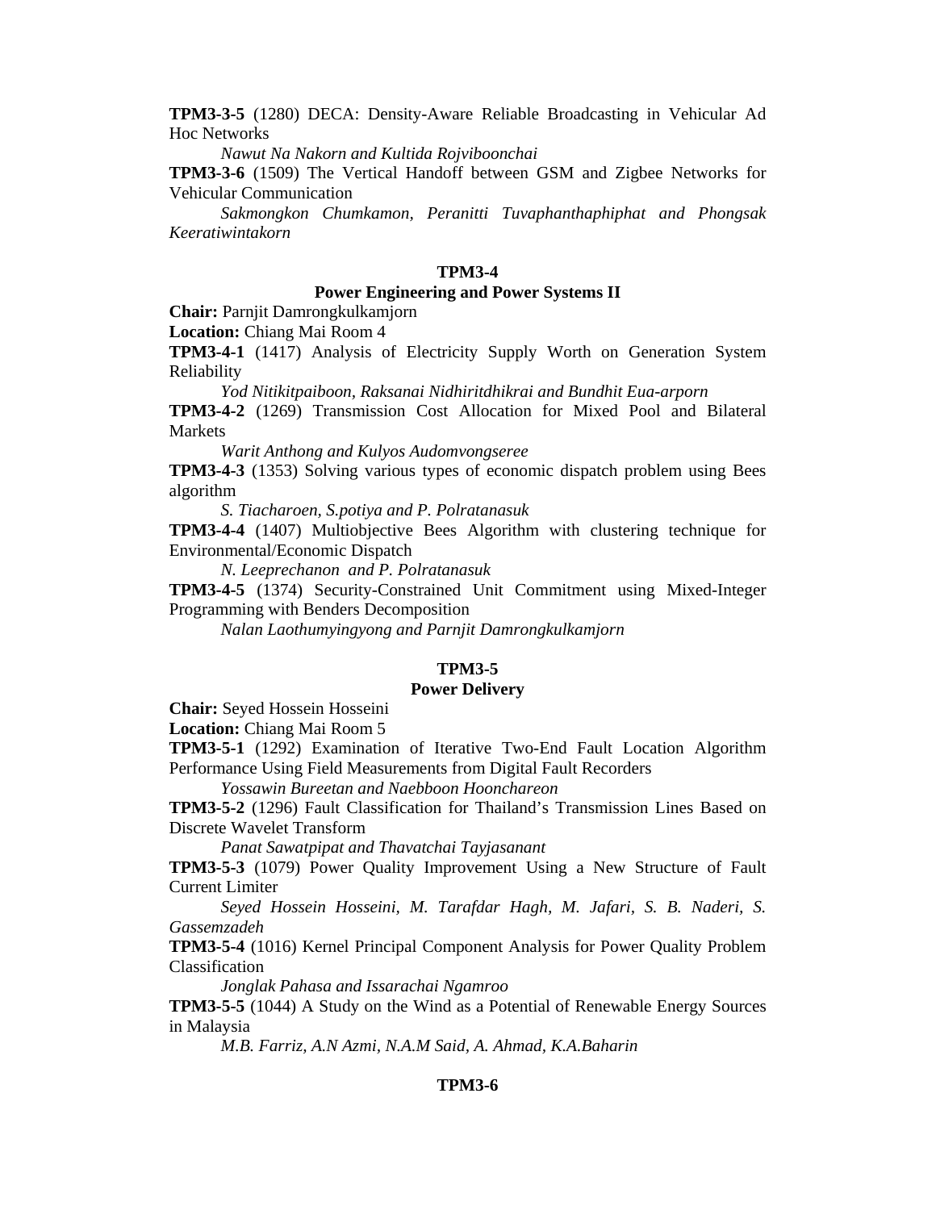**TPM3-3-5** (1280) DECA: Density-Aware Reliable Broadcasting in Vehicular Ad Hoc Networks

*Nawut Na Nakorn and Kultida Rojviboonchai*

**TPM3-3-6** (1509) The Vertical Handoff between GSM and Zigbee Networks for Vehicular Communication

*Sakmongkon Chumkamon, Peranitti Tuvaphanthaphiphat and Phongsak Keeratiwintakorn*

**TPM3-4**

**Power Engineering and Power Systems II**

**Chair:** Parnjit Damrongkulkamjorn

**Location:** Chiang Mai Room 4

**TPM3-4-1** (1417) Analysis of Electricity Supply Worth on Generation System Reliability

*Yod Nitikitpaiboon, Raksanai Nidhiritdhikrai and Bundhit Eua-arporn*

**TPM3-4-2** (1269) Transmission Cost Allocation for Mixed Pool and Bilateral Markets

*Warit Anthong and Kulyos Audomvongseree*

**TPM3-4-3** (1353) Solving various types of economic dispatch problem using Bees algorithm

*S. Tiacharoen, S.potiya and P. Polratanasuk*

**TPM3-4-4** (1407) Multiobjective Bees Algorithm with clustering technique for Environmental/Economic Dispatch

*N. Leeprechanon and P. Polratanasuk*

**TPM3-4-5** (1374) Security-Constrained Unit Commitment using Mixed-Integer Programming with Benders Decomposition

*Nalan Laothumyingyong and Parnjit Damrongkulkamjorn*

**TPM3-5**

**Power Delivery**

**Chair:** Seyed Hossein Hosseini

**Location:** Chiang Mai Room 5

**TPM3-5-1** (1292) Examination of Iterative Two-End Fault Location Algorithm Performance Using Field Measurements from Digital Fault Recorders

*Yossawin Bureetan and Naebboon Hoonchareon*

**TPM3-5-2** (1296) Fault Classification for Thailand's Transmission Lines Based on Discrete Wavelet Transform

*Panat Sawatpipat and Thavatchai Tayjasanant*

**TPM3-5-3** (1079) Power Quality Improvement Using a New Structure of Fault Current Limiter

*Seyed Hossein Hosseini, M. Tarafdar Hagh, M. Jafari, S. B. Naderi, S. Gassemzadeh*

**TPM3-5-4** (1016) Kernel Principal Component Analysis for Power Quality Problem Classification

*Jonglak Pahasa and Issarachai Ngamroo*

**TPM3-5-5** (1044) A Study on the Wind as a Potential of Renewable Energy Sources in Malaysia

*M.B. Farriz, A.N Azmi, N.A.M Said, A. Ahmad, K.A.Baharin*

**TPM3-6**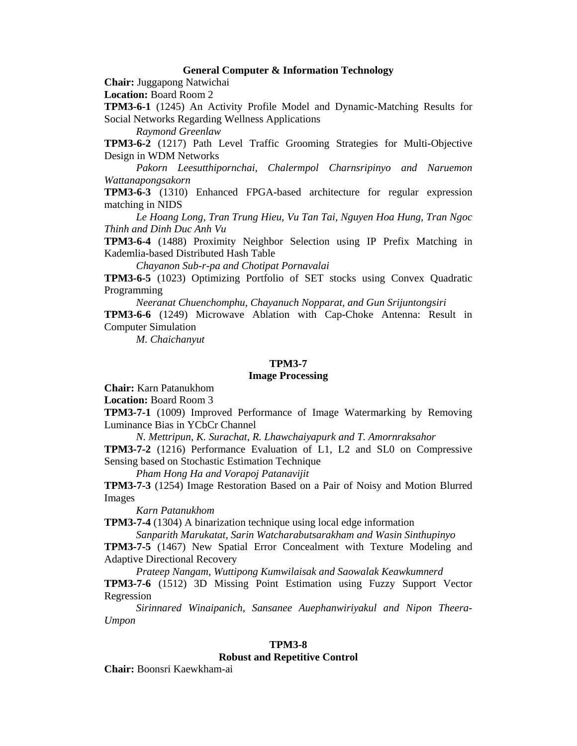### General Computer & Information Technology

**Chair:** Juggapong Natwichai

**Location:** Board Room 2

**TPM3-6-1** (1245) An Activity Profile Model and Dynamic-Matching Results for Social Networks Regarding Wellness Applications

*Raymond Greenlaw*

**TPM3-6-2** (1217) Path Level Traffic Grooming Strategies for Multi-Objective Design in WDM Networks

*Pakorn Leesutthipornchai, Chalermpol Charnsripinyo and Naruemon Wattanapongsakorn*

**TPM3-6-3** (1310) Enhanced FPGA-based architecture for regular expression matching in NIDS

*Le Hoang Long, Tran Trung Hieu, Vu Tan Tai, Nguyen Hoa Hung, Tran Ngoc Thinh and Dinh Duc Anh Vu*

**TPM3-6-4** (1488) Proximity Neighbor Selection using IP Prefix Matching in Kademlia-based Distributed Hash Table

*Chayanon Sub-r-pa and Chotipat Pornavalai*

**TPM3-6-5** (1023) Optimizing Portfolio of SET stocks using Convex Quadratic Programming

*Neeranat Chuenchomphu, Chayanuch Nopparat, and Gun Srijuntongsiri*

**TPM3-6-6** (1249) Microwave Ablation with Cap-Choke Antenna: Result in Computer Simulation

*M. Chaichanyut*

### TPM3-7
### Image Processing

**Chair:** Karn Patanukhom

**Location:** Board Room 3

**TPM3-7-1** (1009) Improved Performance of Image Watermarking by Removing Luminance Bias in YCbCr Channel

*N. Mettripun, K. Surachat, R. Lhawchaiyapurk and T. Amornraksahor*

**TPM3-7-2** (1216) Performance Evaluation of L1, L2 and SL0 on Compressive Sensing based on Stochastic Estimation Technique

*Pham Hong Ha and Vorapoj Patanavijit*

**TPM3-7-3** (1254) Image Restoration Based on a Pair of Noisy and Motion Blurred Images

*Karn Patanukhom*

**TPM3-7-4** (1304) A binarization technique using local edge information

*Sanparith Marukatat, Sarin Watcharabutsarakham and Wasin Sinthupinyo*

**TPM3-7-5** (1467) New Spatial Error Concealment with Texture Modeling and Adaptive Directional Recovery

*Prateep Nangam, Wuttipong Kumwilaisak and Saowalak Keawkumnerd*

**TPM3-7-6** (1512) 3D Missing Point Estimation using Fuzzy Support Vector Regression

*Sirinnared Winaipanich, Sansanee Auephanwiriyakul and Nipon Theera-Umpon*

### TPM3-8
### Robust and Repetitive Control

**Chair:** Boonsri Kaewkham-ai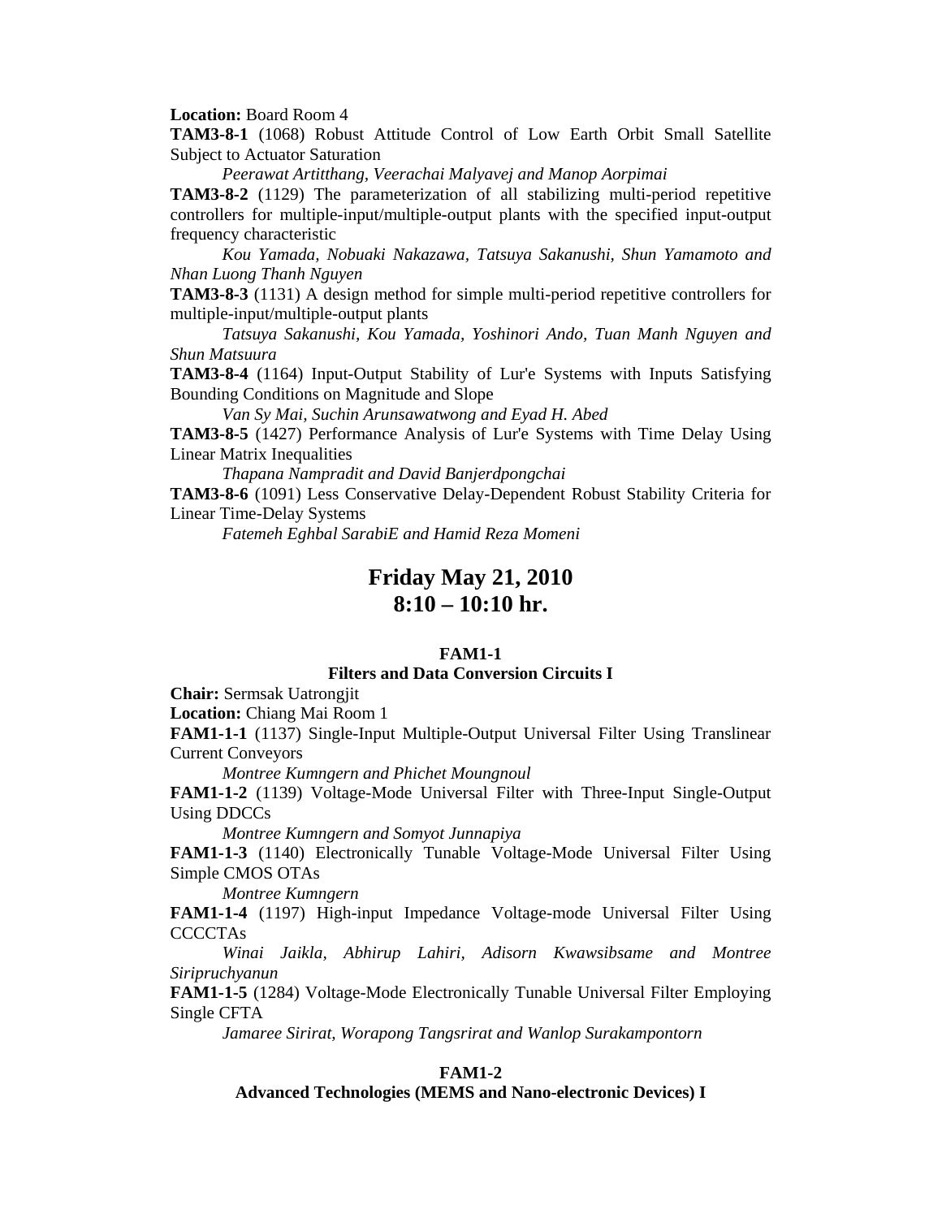**Location:** Board Room 4

**TAM3-8-1** (1068) Robust Attitude Control of Low Earth Orbit Small Satellite Subject to Actuator Saturation

*Peerawat Artitthang, Veerachai Malyavej and Manop Aorpimai*

**TAM3-8-2** (1129) The parameterization of all stabilizing multi-period repetitive controllers for multiple-input/multiple-output plants with the specified input-output frequency characteristic

*Kou Yamada, Nobuaki Nakazawa, Tatsuya Sakanushi, Shun Yamamoto and Nhan Luong Thanh Nguyen*

**TAM3-8-3** (1131) A design method for simple multi-period repetitive controllers for multiple-input/multiple-output plants

*Tatsuya Sakanushi, Kou Yamada, Yoshinori Ando, Tuan Manh Nguyen and Shun Matsuura*

**TAM3-8-4** (1164) Input-Output Stability of Lur'e Systems with Inputs Satisfying Bounding Conditions on Magnitude and Slope

*Van Sy Mai, Suchin Arunsawatwong and Eyad H. Abed*

**TAM3-8-5** (1427) Performance Analysis of Lur'e Systems with Time Delay Using Linear Matrix Inequalities

*Thapana Nampradit and David Banjerdpongchai*

**TAM3-8-6** (1091) Less Conservative Delay-Dependent Robust Stability Criteria for Linear Time-Delay Systems

*Fatemeh Eghbal SarabiE and Hamid Reza Momeni*

# Friday May 21, 2010
# 8:10 – 10:10 hr.

### FAM1-1
### Filters and Data Conversion Circuits I

**Chair:** Sermsak Uatrongjit

**Location:** Chiang Mai Room 1

**FAM1-1-1** (1137) Single-Input Multiple-Output Universal Filter Using Translinear Current Conveyors

*Montree Kumngern and Phichet Moungnoul*

**FAM1-1-2** (1139) Voltage-Mode Universal Filter with Three-Input Single-Output Using DDCCs

*Montree Kumngern and Somyot Junnapiya*

**FAM1-1-3** (1140) Electronically Tunable Voltage-Mode Universal Filter Using Simple CMOS OTAs

*Montree Kumngern*

**FAM1-1-4** (1197) High-input Impedance Voltage-mode Universal Filter Using CCCCTAs

*Winai Jaikla, Abhirup Lahiri, Adisorn Kwawsibsame and Montree Siripruchyanun*

**FAM1-1-5** (1284) Voltage-Mode Electronically Tunable Universal Filter Employing Single CFTA

*Jamaree Sirirat, Worapong Tangsrirat and Wanlop Surakampontorn*

### FAM1-2
### Advanced Technologies (MEMS and Nano-electronic Devices) I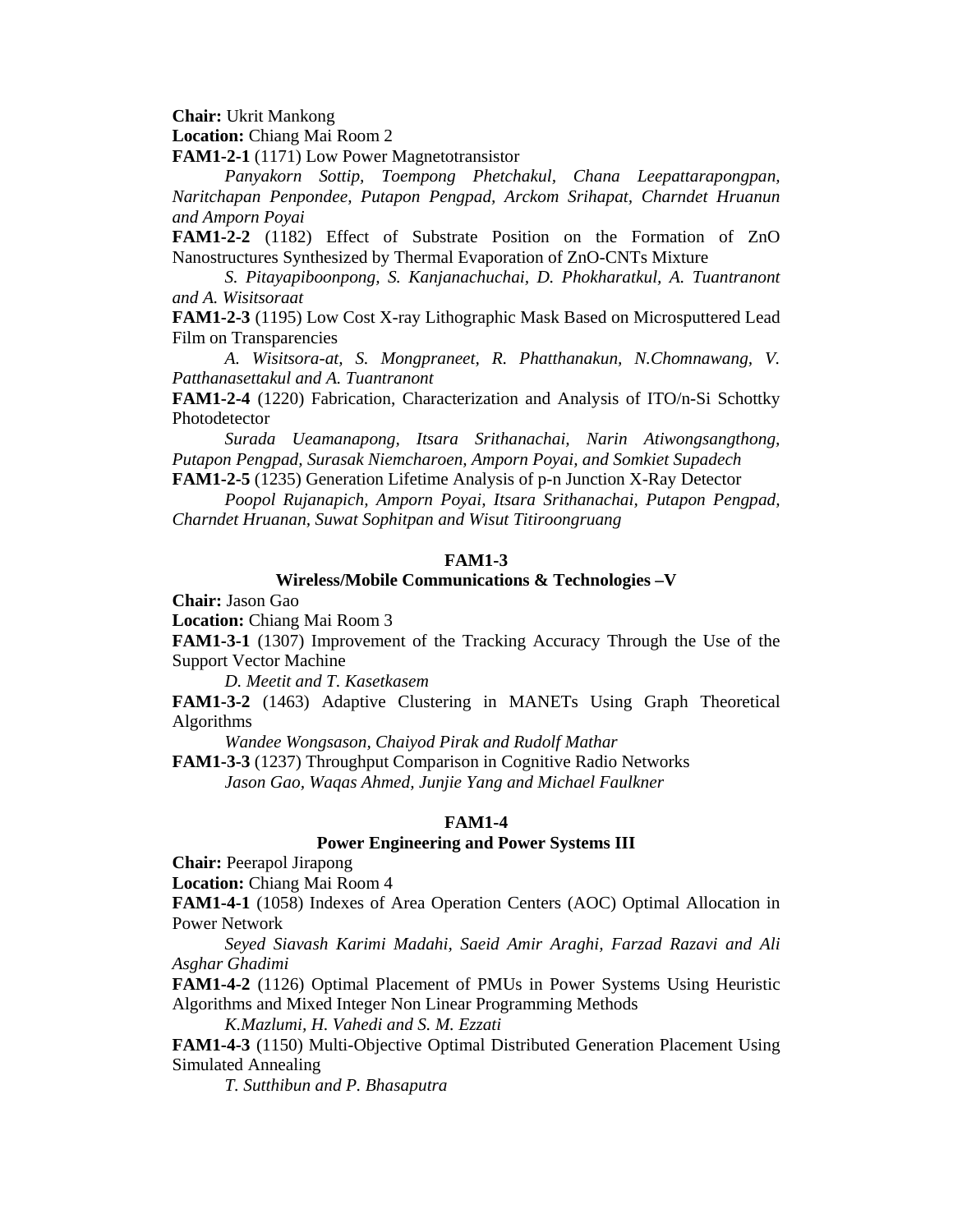**Chair:** Ukrit Mankong
**Location:** Chiang Mai Room 2

**FAM1-2-1** (1171) Low Power Magnetotransistor

*Panyakorn Sottip, Toempong Phetchakul, Chana Leepattarapongpan, Naritchapan Penpondee, Putapon Pengpad, Arckom Srihapat, Charndet Hruanun and Amporn Poyai*

**FAM1-2-2** (1182) Effect of Substrate Position on the Formation of ZnO Nanostructures Synthesized by Thermal Evaporation of ZnO-CNTs Mixture

*S. Pitayapiboonpong, S. Kanjanachuchai, D. Phokharatkul, A. Tuantranont and A. Wisitsoraat*

**FAM1-2-3** (1195) Low Cost X-ray Lithographic Mask Based on Microsputtered Lead Film on Transparencies

*A. Wisitsora-at, S. Mongpraneet, R. Phatthanakun, N.Chomnawang, V. Patthanasettakul and A. Tuantranont*

**FAM1-2-4** (1220) Fabrication, Characterization and Analysis of ITO/n-Si Schottky Photodetector

*Surada Ueamanapong, Itsara Srithanachai, Narin Atiwongsangthong, Putapon Pengpad, Surasak Niemcharoen, Amporn Poyai, and Somkiet Supadech*

**FAM1-2-5** (1235) Generation Lifetime Analysis of p-n Junction X-Ray Detector

*Poopol Rujanapich, Amporn Poyai, Itsara Srithanachai, Putapon Pengpad, Charndet Hruanan, Suwat Sophitpan and Wisut Titiroongruang*

## FAM1-3

## Wireless/Mobile Communications & Technologies –V

**Chair:** Jason Gao
**Location:** Chiang Mai Room 3

**FAM1-3-1** (1307) Improvement of the Tracking Accuracy Through the Use of the Support Vector Machine

*D. Meetit and T. Kasetkasem*

**FAM1-3-2** (1463) Adaptive Clustering in MANETs Using Graph Theoretical Algorithms

*Wandee Wongsason, Chaiyod Pirak and Rudolf Mathar*

**FAM1-3-3** (1237) Throughput Comparison in Cognitive Radio Networks

*Jason Gao, Waqas Ahmed, Junjie Yang and Michael Faulkner*

## FAM1-4

## Power Engineering and Power Systems III

**Chair:** Peerapol Jirapong
**Location:** Chiang Mai Room 4

**FAM1-4-1** (1058) Indexes of Area Operation Centers (AOC) Optimal Allocation in Power Network

*Seyed Siavash Karimi Madahi, Saeid Amir Araghi, Farzad Razavi and Ali Asghar Ghadimi*

**FAM1-4-2** (1126) Optimal Placement of PMUs in Power Systems Using Heuristic Algorithms and Mixed Integer Non Linear Programming Methods

*K.Mazlumi, H. Vahedi and S. M. Ezzati*

**FAM1-4-3** (1150) Multi-Objective Optimal Distributed Generation Placement Using Simulated Annealing

*T. Sutthibun and P. Bhasaputra*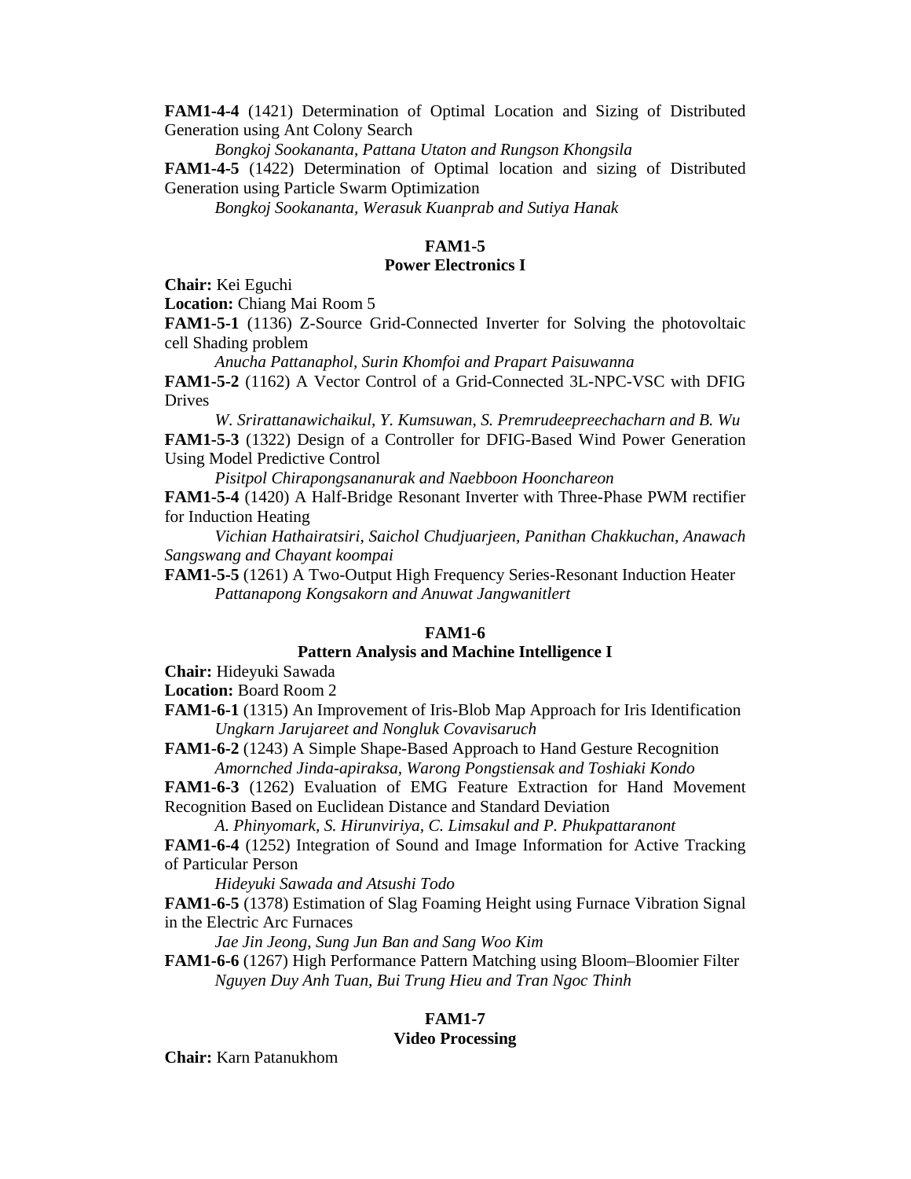**FAM1-4-4** (1421) Determination of Optimal Location and Sizing of Distributed Generation using Ant Colony Search

*Bongkoj Sookananta, Pattana Utaton and Rungson Khongsila*

**FAM1-4-5** (1422) Determination of Optimal location and sizing of Distributed Generation using Particle Swarm Optimization

*Bongkoj Sookananta, Werasuk Kuanprab and Sutiya Hanak*

## FAM1-5
## Power Electronics I

**Chair:** Kei Eguchi

**Location:** Chiang Mai Room 5

**FAM1-5-1** (1136) Z-Source Grid-Connected Inverter for Solving the photovoltaic cell Shading problem

*Anucha Pattanaphol, Surin Khomfoi and Prapart Paisuwanna*

**FAM1-5-2** (1162) A Vector Control of a Grid-Connected 3L-NPC-VSC with DFIG Drives

*W. Srirattanawichaikul, Y. Kumsuwan, S. Premrudeepreechacharn and B. Wu*

**FAM1-5-3** (1322) Design of a Controller for DFIG-Based Wind Power Generation Using Model Predictive Control

*Pisitpol Chirapongsananurak and Naebboon Hoonchareon*

**FAM1-5-4** (1420) A Half-Bridge Resonant Inverter with Three-Phase PWM rectifier for Induction Heating

*Vichian Hathairatsiri, Saichol Chudjuarjeen, Panithan Chakkuchan, Anawach Sangswang and Chayant koompai*

**FAM1-5-5** (1261) A Two-Output High Frequency Series-Resonant Induction Heater

*Pattanapong Kongsakorn and Anuwat Jangwanitlert*

## FAM1-6
## Pattern Analysis and Machine Intelligence I

**Chair:** Hideyuki Sawada

**Location:** Board Room 2

**FAM1-6-1** (1315) An Improvement of Iris-Blob Map Approach for Iris Identification

*Ungkarn Jarujareet and Nongluk Covavisaruch*

**FAM1-6-2** (1243) A Simple Shape-Based Approach to Hand Gesture Recognition

*Amornched Jinda-apiraksa, Warong Pongstiensak and Toshiaki Kondo*

**FAM1-6-3** (1262) Evaluation of EMG Feature Extraction for Hand Movement Recognition Based on Euclidean Distance and Standard Deviation

*A. Phinyomark, S. Hirunviriya, C. Limsakul and P. Phukpattaranont*

**FAM1-6-4** (1252) Integration of Sound and Image Information for Active Tracking of Particular Person

*Hideyuki Sawada and Atsushi Todo*

**FAM1-6-5** (1378) Estimation of Slag Foaming Height using Furnace Vibration Signal in the Electric Arc Furnaces

*Jae Jin Jeong, Sung Jun Ban and Sang Woo Kim*

**FAM1-6-6** (1267) High Performance Pattern Matching using Bloom–Bloomier Filter

*Nguyen Duy Anh Tuan, Bui Trung Hieu and Tran Ngoc Thinh*

## FAM1-7
## Video Processing

**Chair:** Karn Patanukhom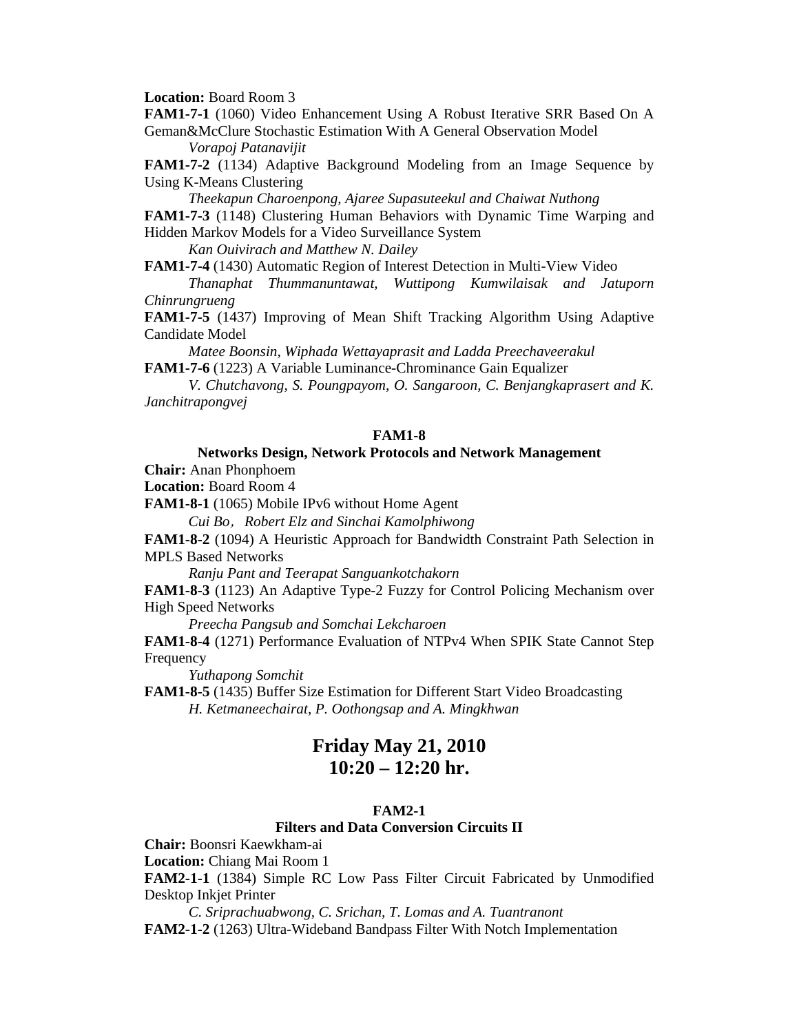**Location:** Board Room 3

**FAM1-7-1** (1060) Video Enhancement Using A Robust Iterative SRR Based On A Geman&McClure Stochastic Estimation With A General Observation Model

*Vorapoj Patanavijit*

**FAM1-7-2** (1134) Adaptive Background Modeling from an Image Sequence by Using K-Means Clustering

*Theekapun Charoenpong, Ajaree Supasuteekul and Chaiwat Nuthong*

**FAM1-7-3** (1148) Clustering Human Behaviors with Dynamic Time Warping and Hidden Markov Models for a Video Surveillance System

*Kan Ouivirach and Matthew N. Dailey*

**FAM1-7-4** (1430) Automatic Region of Interest Detection in Multi-View Video

*Thanaphat Thummanuntawat, Wuttipong Kumwilaisak and Jatuporn Chinrungrueng*

**FAM1-7-5** (1437) Improving of Mean Shift Tracking Algorithm Using Adaptive Candidate Model

*Matee Boonsin, Wiphada Wettayaprasit and Ladda Preechaveerakul*

**FAM1-7-6** (1223) A Variable Luminance-Chrominance Gain Equalizer

*V. Chutchavong, S. Poungpayom, O. Sangaroon, C. Benjangkaprasert and K. Janchitrapongvej*

### FAM1-8

### Networks Design, Network Protocols and Network Management

**Chair:** Anan Phonphoem

**Location:** Board Room 4

**FAM1-8-1** (1065) Mobile IPv6 without Home Agent

*Cui Bo，Robert Elz and Sinchai Kamolphiwong*

**FAM1-8-2** (1094) A Heuristic Approach for Bandwidth Constraint Path Selection in MPLS Based Networks

*Ranju Pant and Teerapat Sanguankotchakorn*

**FAM1-8-3** (1123) An Adaptive Type-2 Fuzzy for Control Policing Mechanism over High Speed Networks

*Preecha Pangsub and Somchai Lekcharoen*

**FAM1-8-4** (1271) Performance Evaluation of NTPv4 When SPIK State Cannot Step Frequency

*Yuthapong Somchit*

**FAM1-8-5** (1435) Buffer Size Estimation for Different Start Video Broadcasting

*H. Ketmaneechairat, P. Oothongsap and A. Mingkhwan*

## Friday May 21, 2010
## 10:20 – 12:20 hr.

### FAM2-1

### Filters and Data Conversion Circuits II

**Chair:** Boonsri Kaewkham-ai

**Location:** Chiang Mai Room 1

**FAM2-1-1** (1384) Simple RC Low Pass Filter Circuit Fabricated by Unmodified Desktop Inkjet Printer

*C. Sriprachuabwong, C. Srichan, T. Lomas and A. Tuantranont*

**FAM2-1-2** (1263) Ultra-Wideband Bandpass Filter With Notch Implementation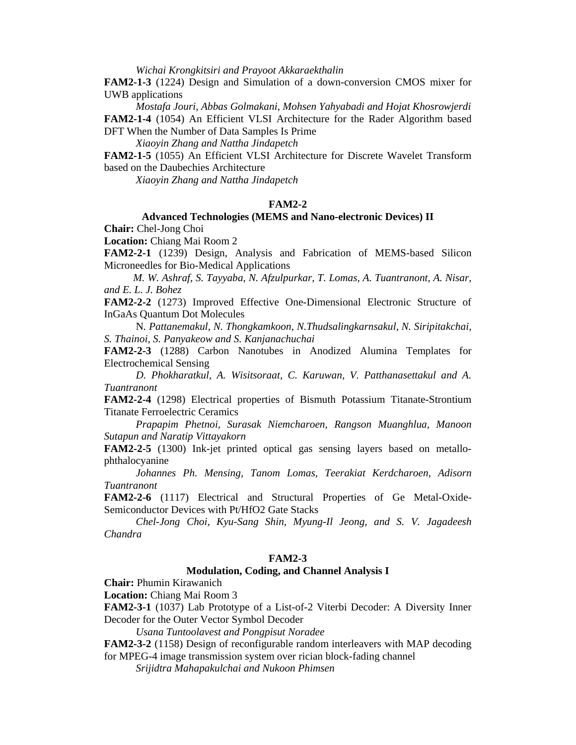*Wichai Krongkitsiri and Prayoot Akkaraekthalin*

**FAM2-1-3** (1224) Design and Simulation of a down-conversion CMOS mixer for UWB applications

*Mostafa Jouri, Abbas Golmakani, Mohsen Yahyabadi and Hojat Khosrowjerdi*

**FAM2-1-4** (1054) An Efficient VLSI Architecture for the Rader Algorithm based DFT When the Number of Data Samples Is Prime

*Xiaoyin Zhang and Nattha Jindapetch*

**FAM2-1-5** (1055) An Efficient VLSI Architecture for Discrete Wavelet Transform based on the Daubechies Architecture

*Xiaoyin Zhang and Nattha Jindapetch*

### FAM2-2

### Advanced Technologies (MEMS and Nano-electronic Devices) II

**Chair:** Chel-Jong Choi

**Location:** Chiang Mai Room 2

**FAM2-2-1** (1239) Design, Analysis and Fabrication of MEMS-based Silicon Microneedles for Bio-Medical Applications

*M. W. Ashraf, S. Tayyaba, N. Afzulpurkar, T. Lomas, A. Tuantranont, A. Nisar, and E. L. J. Bohez*

**FAM2-2-2** (1273) Improved Effective One-Dimensional Electronic Structure of InGaAs Quantum Dot Molecules

N. *Pattanemakul, N. Thongkamkoon, N.Thudsalingkarnsakul, N. Siripitakchai, S. Thainoi, S. Panyakeow and S. Kanjanachuchai*

**FAM2-2-3** (1288) Carbon Nanotubes in Anodized Alumina Templates for Electrochemical Sensing

*D. Phokharatkul, A. Wisitsoraat, C. Karuwan, V. Patthanasettakul and A. Tuantranont*

**FAM2-2-4** (1298) Electrical properties of Bismuth Potassium Titanate-Strontium Titanate Ferroelectric Ceramics

*Prapapim Phetnoi, Surasak Niemcharoen, Rangson Muanghlua, Manoon Sutapun and Naratip Vittayakorn*

**FAM2-2-5** (1300) Ink-jet printed optical gas sensing layers based on metallo-phthalocyanine

*Johannes Ph. Mensing, Tanom Lomas, Teerakiat Kerdcharoen, Adisorn Tuantranont*

**FAM2-2-6** (1117) Electrical and Structural Properties of Ge Metal-Oxide-Semiconductor Devices with Pt/HfO2 Gate Stacks

*Chel-Jong Choi, Kyu-Sang Shin, Myung-Il Jeong, and S. V. Jagadeesh Chandra*

### FAM2-3

### Modulation, Coding, and Channel Analysis I

**Chair:** Phumin Kirawanich

**Location:** Chiang Mai Room 3

**FAM2-3-1** (1037) Lab Prototype of a List-of-2 Viterbi Decoder: A Diversity Inner Decoder for the Outer Vector Symbol Decoder

*Usana Tuntoolavest and Pongpisut Noradee*

**FAM2-3-2** (1158) Design of reconfigurable random interleavers with MAP decoding for MPEG-4 image transmission system over rician block-fading channel

*Srijidtra Mahapakulchai and Nukoon Phimsen*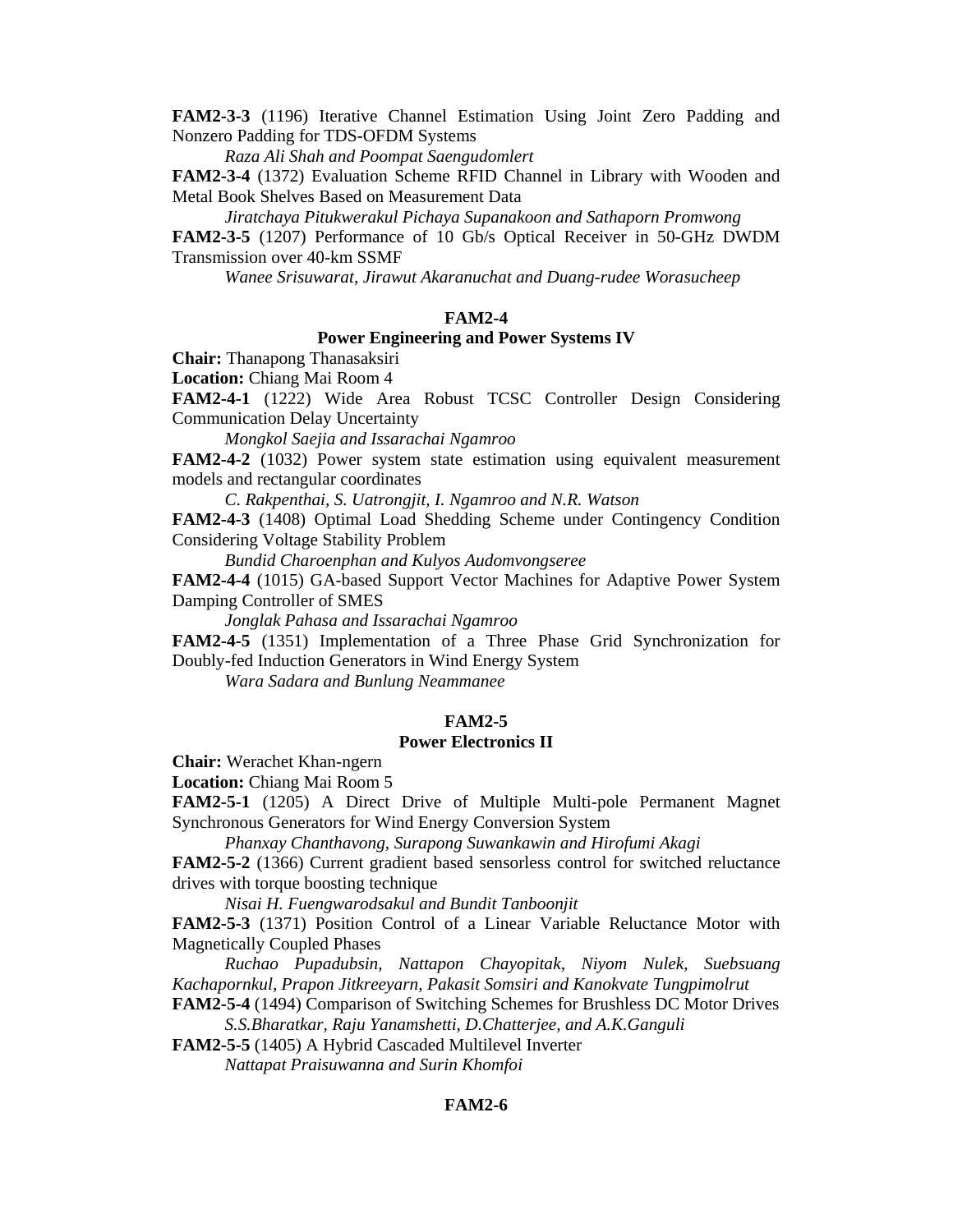**FAM2-3-3** (1196) Iterative Channel Estimation Using Joint Zero Padding and Nonzero Padding for TDS-OFDM Systems

*Raza Ali Shah and Poompat Saengudomlert*

**FAM2-3-4** (1372) Evaluation Scheme RFID Channel in Library with Wooden and Metal Book Shelves Based on Measurement Data

*Jiratchaya Pitukwerakul Pichaya Supanakoon and Sathaporn Promwong*

**FAM2-3-5** (1207) Performance of 10 Gb/s Optical Receiver in 50-GHz DWDM Transmission over 40-km SSMF

*Wanee Srisuwarat, Jirawut Akaranuchat and Duang-rudee Worasucheep*

## FAM2-4

### Power Engineering and Power Systems IV

**Chair:** Thanapong Thanasaksiri

**Location:** Chiang Mai Room 4

**FAM2-4-1** (1222) Wide Area Robust TCSC Controller Design Considering Communication Delay Uncertainty

*Mongkol Saejia and Issarachai Ngamroo*

**FAM2-4-2** (1032) Power system state estimation using equivalent measurement models and rectangular coordinates

*C. Rakpenthai, S. Uatrongjit, I. Ngamroo and N.R. Watson*

**FAM2-4-3** (1408) Optimal Load Shedding Scheme under Contingency Condition Considering Voltage Stability Problem

*Bundid Charoenphan and Kulyos Audomvongseree*

**FAM2-4-4** (1015) GA-based Support Vector Machines for Adaptive Power System Damping Controller of SMES

*Jonglak Pahasa and Issarachai Ngamroo*

**FAM2-4-5** (1351) Implementation of a Three Phase Grid Synchronization for Doubly-fed Induction Generators in Wind Energy System

*Wara Sadara and Bunlung Neammanee*

## FAM2-5

### Power Electronics II

**Chair:** Werachet Khan-ngern

**Location:** Chiang Mai Room 5

**FAM2-5-1** (1205) A Direct Drive of Multiple Multi-pole Permanent Magnet Synchronous Generators for Wind Energy Conversion System

*Phanxay Chanthavong, Surapong Suwankawin and Hirofumi Akagi*

**FAM2-5-2** (1366) Current gradient based sensorless control for switched reluctance drives with torque boosting technique

*Nisai H. Fuengwarodsakul and Bundit Tanboonjit*

**FAM2-5-3** (1371) Position Control of a Linear Variable Reluctance Motor with Magnetically Coupled Phases

*Ruchao Pupadubsin, Nattapon Chayopitak, Niyom Nulek, Suebsuang Kachapornkul, Prapon Jitkreeyarn, Pakasit Somsiri and Kanokvate Tungpimolrut*

**FAM2-5-4** (1494) Comparison of Switching Schemes for Brushless DC Motor Drives

*S.S.Bharatkar, Raju Yanamshetti, D.Chatterjee, and A.K.Ganguli*

**FAM2-5-5** (1405) A Hybrid Cascaded Multilevel Inverter

*Nattapat Praisuwanna and Surin Khomfoi*

## FAM2-6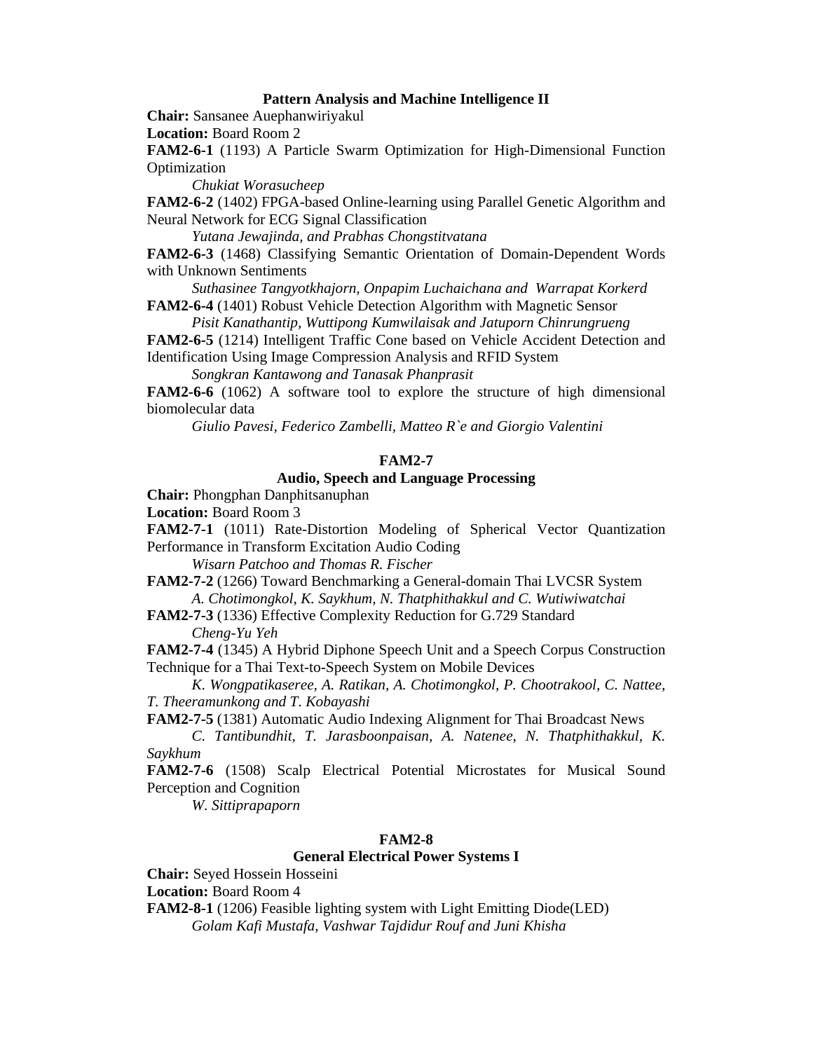### Pattern Analysis and Machine Intelligence II

**Chair:** Sansanee Auephanwiriyakul

**Location:** Board Room 2

**FAM2-6-1** (1193) A Particle Swarm Optimization for High-Dimensional Function Optimization

*Chukiat Worasucheep*

**FAM2-6-2** (1402) FPGA-based Online-learning using Parallel Genetic Algorithm and Neural Network for ECG Signal Classification

*Yutana Jewajinda, and Prabhas Chongstitvatana*

**FAM2-6-3** (1468) Classifying Semantic Orientation of Domain-Dependent Words with Unknown Sentiments

*Suthasinee Tangyotkhajorn, Onpapim Luchaichana and Warrapat Korkerd*

**FAM2-6-4** (1401) Robust Vehicle Detection Algorithm with Magnetic Sensor

*Pisit Kanathantip, Wuttipong Kumwilaisak and Jatuporn Chinrungrueng*

**FAM2-6-5** (1214) Intelligent Traffic Cone based on Vehicle Accident Detection and Identification Using Image Compression Analysis and RFID System

*Songkran Kantawong and Tanasak Phanprasit*

**FAM2-6-6** (1062) A software tool to explore the structure of high dimensional biomolecular data

*Giulio Pavesi, Federico Zambelli, Matteo R`e and Giorgio Valentini*

### FAM2-7

### Audio, Speech and Language Processing

**Chair:** Phongphan Danphitsanuphan

**Location:** Board Room 3

**FAM2-7-1** (1011) Rate-Distortion Modeling of Spherical Vector Quantization Performance in Transform Excitation Audio Coding

*Wisarn Patchoo and Thomas R. Fischer*

**FAM2-7-2** (1266) Toward Benchmarking a General-domain Thai LVCSR System

*A. Chotimongkol, K. Saykhum, N. Thatphithakkul and C. Wutiwiwatchai*

**FAM2-7-3** (1336) Effective Complexity Reduction for G.729 Standard

*Cheng-Yu Yeh*

**FAM2-7-4** (1345) A Hybrid Diphone Speech Unit and a Speech Corpus Construction Technique for a Thai Text-to-Speech System on Mobile Devices

*K. Wongpatikaseree, A. Ratikan, A. Chotimongkol, P. Chootrakool, C. Nattee, T. Theeramunkong and T. Kobayashi*

**FAM2-7-5** (1381) Automatic Audio Indexing Alignment for Thai Broadcast News

*C. Tantibundhit, T. Jarasboonpaisan, A. Natenee, N. Thatphithakkul, K. Saykhum*

**FAM2-7-6** (1508) Scalp Electrical Potential Microstates for Musical Sound Perception and Cognition

*W. Sittiprapaporn*

### FAM2-8

### General Electrical Power Systems I

**Chair:** Seyed Hossein Hosseini

**Location:** Board Room 4

**FAM2-8-1** (1206) Feasible lighting system with Light Emitting Diode(LED)

*Golam Kafi Mustafa, Vashwar Tajdidur Rouf and Juni Khisha*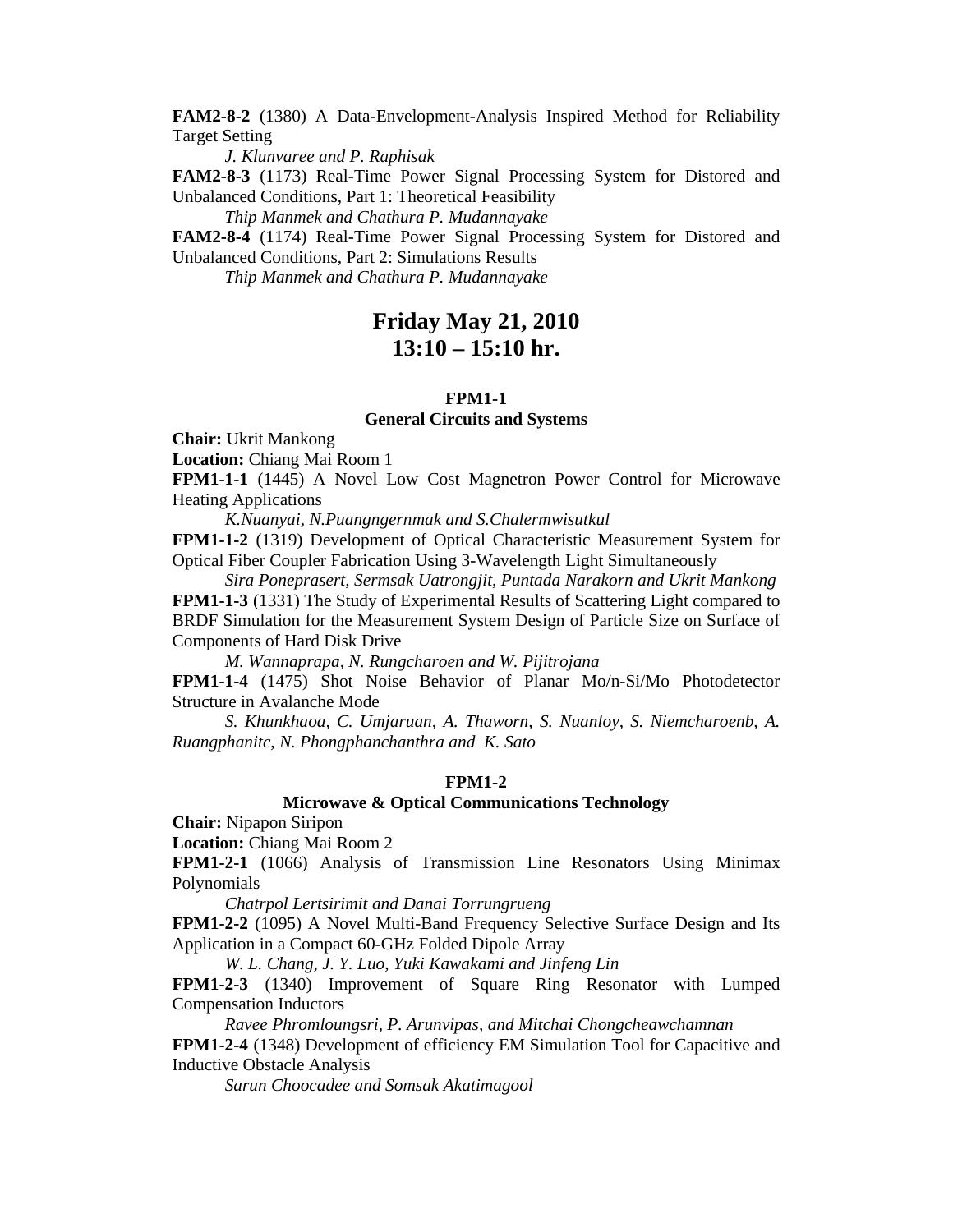**FAM2-8-2** (1380) A Data-Envelopment-Analysis Inspired Method for Reliability Target Setting

*J. Klunvaree and P. Raphisak*

**FAM2-8-3** (1173) Real-Time Power Signal Processing System for Distored and Unbalanced Conditions, Part 1: Theoretical Feasibility

*Thip Manmek and Chathura P. Mudannayake*

**FAM2-8-4** (1174) Real-Time Power Signal Processing System for Distored and Unbalanced Conditions, Part 2: Simulations Results

*Thip Manmek and Chathura P. Mudannayake*

# Friday May 21, 2010
# 13:10 – 15:10 hr.

### FPM1-1
### General Circuits and Systems

**Chair:** Ukrit Mankong

**Location:** Chiang Mai Room 1

**FPM1-1-1** (1445) A Novel Low Cost Magnetron Power Control for Microwave Heating Applications

*K.Nuanyai, N.Puangngernmak and S.Chalermwisutkul*

**FPM1-1-2** (1319) Development of Optical Characteristic Measurement System for Optical Fiber Coupler Fabrication Using 3-Wavelength Light Simultaneously

*Sira Poneprasert, Sermsak Uatrongjit, Puntada Narakorn and Ukrit Mankong*

**FPM1-1-3** (1331) The Study of Experimental Results of Scattering Light compared to BRDF Simulation for the Measurement System Design of Particle Size on Surface of Components of Hard Disk Drive

*M. Wannaprapa, N. Rungcharoen and W. Pijitrojana*

**FPM1-1-4** (1475) Shot Noise Behavior of Planar Mo/n-Si/Mo Photodetector Structure in Avalanche Mode

*S. Khunkhaoa, C. Umjaruan, A. Thaworn, S. Nuanloy, S. Niemcharoenb, A. Ruangphanitc, N. Phongphanchanthra and K. Sato*

### FPM1-2
### Microwave & Optical Communications Technology

**Chair:** Nipapon Siripon

**Location:** Chiang Mai Room 2

**FPM1-2-1** (1066) Analysis of Transmission Line Resonators Using Minimax Polynomials

*Chatrpol Lertsirimit and Danai Torrungrueng*

**FPM1-2-2** (1095) A Novel Multi-Band Frequency Selective Surface Design and Its Application in a Compact 60-GHz Folded Dipole Array

*W. L. Chang, J. Y. Luo, Yuki Kawakami and Jinfeng Lin*

**FPM1-2-3** (1340) Improvement of Square Ring Resonator with Lumped Compensation Inductors

*Ravee Phromloungsri, P. Arunvipas, and Mitchai Chongcheawchamnan*

**FPM1-2-4** (1348) Development of efficiency EM Simulation Tool for Capacitive and Inductive Obstacle Analysis

*Sarun Choocadee and Somsak Akatimagool*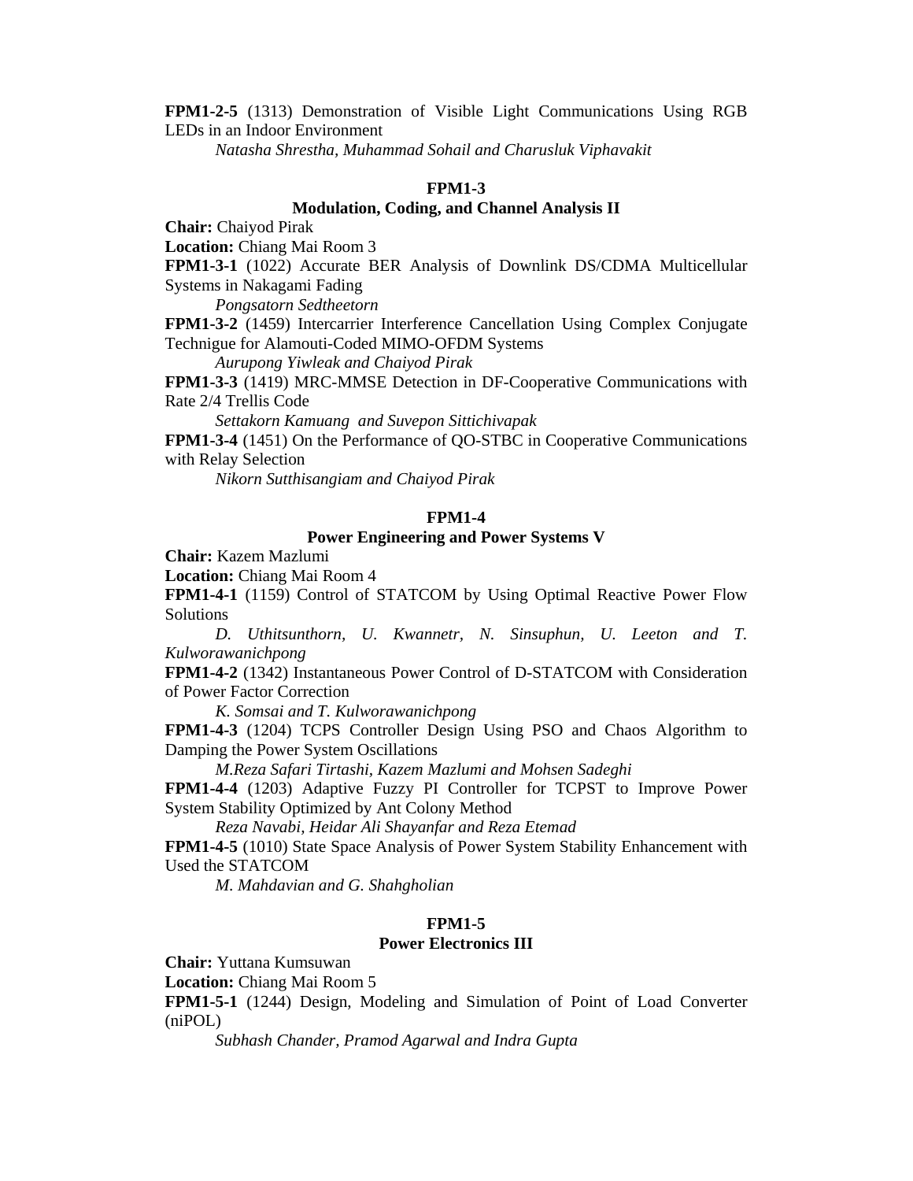**FPM1-2-5** (1313) Demonstration of Visible Light Communications Using RGB LEDs in an Indoor Environment

*Natasha Shrestha, Muhammad Sohail and Charusluk Viphavakit*

### FPM1-3
### Modulation, Coding, and Channel Analysis II

**Chair:** Chaiyod Pirak

**Location:** Chiang Mai Room 3

**FPM1-3-1** (1022) Accurate BER Analysis of Downlink DS/CDMA Multicellular Systems in Nakagami Fading

*Pongsatorn Sedtheetorn*

**FPM1-3-2** (1459) Intercarrier Interference Cancellation Using Complex Conjugate Technigue for Alamouti-Coded MIMO-OFDM Systems

*Aurupong Yiwleak and Chaiyod Pirak*

**FPM1-3-3** (1419) MRC-MMSE Detection in DF-Cooperative Communications with Rate 2/4 Trellis Code

*Settakorn Kamuang and Suvepon Sittichivapak*

**FPM1-3-4** (1451) On the Performance of QO-STBC in Cooperative Communications with Relay Selection

*Nikorn Sutthisangiam and Chaiyod Pirak*

### FPM1-4
### Power Engineering and Power Systems V

**Chair:** Kazem Mazlumi

**Location:** Chiang Mai Room 4

**FPM1-4-1** (1159) Control of STATCOM by Using Optimal Reactive Power Flow Solutions

*D. Uthitsunthorn, U. Kwannetr, N. Sinsuphun, U. Leeton and T. Kulworawanichpong*

**FPM1-4-2** (1342) Instantaneous Power Control of D-STATCOM with Consideration of Power Factor Correction

*K. Somsai and T. Kulworawanichpong*

**FPM1-4-3** (1204) TCPS Controller Design Using PSO and Chaos Algorithm to Damping the Power System Oscillations

*M.Reza Safari Tirtashi, Kazem Mazlumi and Mohsen Sadeghi*

**FPM1-4-4** (1203) Adaptive Fuzzy PI Controller for TCPST to Improve Power System Stability Optimized by Ant Colony Method

*Reza Navabi, Heidar Ali Shayanfar and Reza Etemad*

**FPM1-4-5** (1010) State Space Analysis of Power System Stability Enhancement with Used the STATCOM

*M. Mahdavian and G. Shahgholian*

### FPM1-5
### Power Electronics III

**Chair:** Yuttana Kumsuwan

**Location:** Chiang Mai Room 5

**FPM1-5-1** (1244) Design, Modeling and Simulation of Point of Load Converter (niPOL)

*Subhash Chander, Pramod Agarwal and Indra Gupta*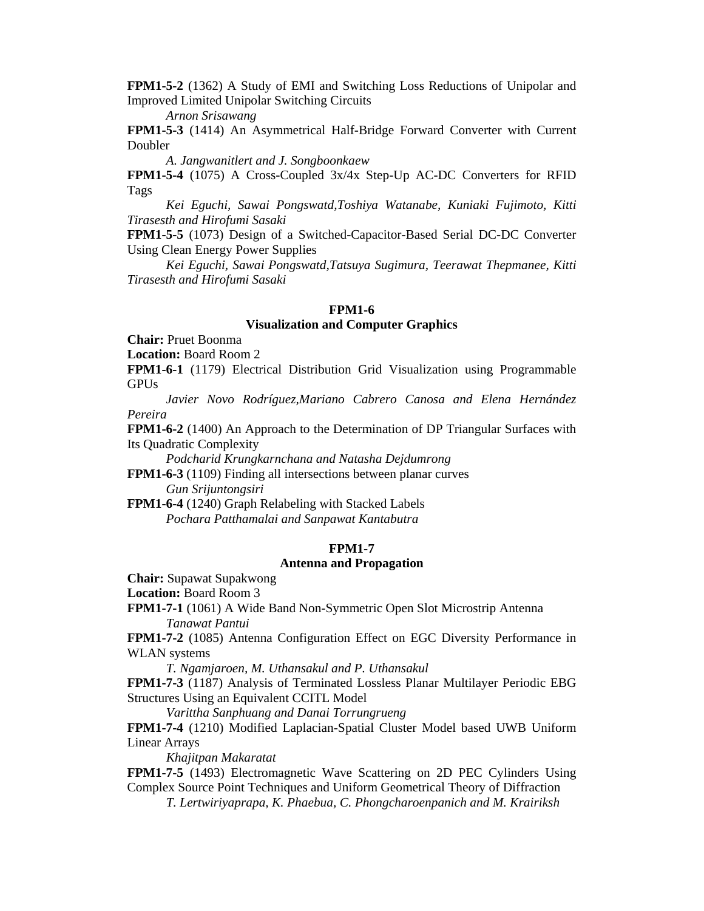**FPM1-5-2** (1362) A Study of EMI and Switching Loss Reductions of Unipolar and Improved Limited Unipolar Switching Circuits

*Arnon Srisawang*

**FPM1-5-3** (1414) An Asymmetrical Half-Bridge Forward Converter with Current Doubler

*A. Jangwanitlert and J. Songboonkaew*

**FPM1-5-4** (1075) A Cross-Coupled 3x/4x Step-Up AC-DC Converters for RFID Tags

*Kei Eguchi, Sawai Pongswatd,Toshiya Watanabe, Kuniaki Fujimoto, Kitti Tirasesth and Hirofumi Sasaki*

**FPM1-5-5** (1073) Design of a Switched-Capacitor-Based Serial DC-DC Converter Using Clean Energy Power Supplies

*Kei Eguchi, Sawai Pongswatd,Tatsuya Sugimura, Teerawat Thepmanee, Kitti Tirasesth and Hirofumi Sasaki*

## FPM1-6
## Visualization and Computer Graphics

**Chair:** Pruet Boonma

**Location:** Board Room 2

**FPM1-6-1** (1179) Electrical Distribution Grid Visualization using Programmable GPUs

*Javier Novo Rodríguez,Mariano Cabrero Canosa and Elena Hernández Pereira*

**FPM1-6-2** (1400) An Approach to the Determination of DP Triangular Surfaces with Its Quadratic Complexity

*Podcharid Krungkarnchana and Natasha Dejdumrong*

**FPM1-6-3** (1109) Finding all intersections between planar curves

*Gun Srijuntongsiri*

**FPM1-6-4** (1240) Graph Relabeling with Stacked Labels

*Pochara Patthamalai and Sanpawat Kantabutra*

## FPM1-7
## Antenna and Propagation

**Chair:** Supawat Supakwong

**Location:** Board Room 3

**FPM1-7-1** (1061) A Wide Band Non-Symmetric Open Slot Microstrip Antenna

*Tanawat Pantui*

**FPM1-7-2** (1085) Antenna Configuration Effect on EGC Diversity Performance in WLAN systems

*T. Ngamjaroen, M. Uthansakul and P. Uthansakul*

**FPM1-7-3** (1187) Analysis of Terminated Lossless Planar Multilayer Periodic EBG Structures Using an Equivalent CCITL Model

*Varittha Sanphuang and Danai Torrungrueng*

**FPM1-7-4** (1210) Modified Laplacian-Spatial Cluster Model based UWB Uniform Linear Arrays

*Khajitpan Makaratat*

**FPM1-7-5** (1493) Electromagnetic Wave Scattering on 2D PEC Cylinders Using Complex Source Point Techniques and Uniform Geometrical Theory of Diffraction

*T. Lertwiriyaprapa, K. Phaebua, C. Phongcharoenpanich and M. Krairiksh*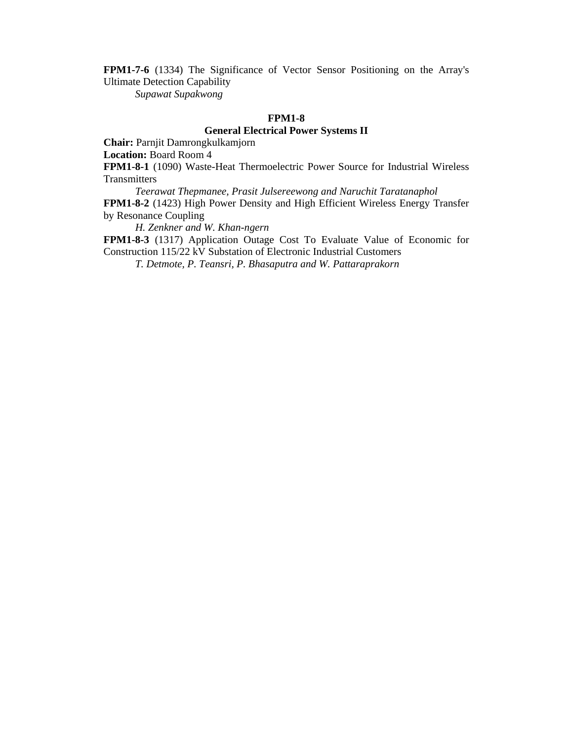**FPM1-7-6** (1334) The Significance of Vector Sensor Positioning on the Array's Ultimate Detection Capability

*Supawat Supakwong*

## FPM1-8

## General Electrical Power Systems II

**Chair:** Parnjit Damrongkulkamjorn

**Location:** Board Room 4

**FPM1-8-1** (1090) Waste-Heat Thermoelectric Power Source for Industrial Wireless Transmitters

*Teerawat Thepmanee, Prasit Julsereewong and Naruchit Taratanaphol*

**FPM1-8-2** (1423) High Power Density and High Efficient Wireless Energy Transfer by Resonance Coupling

*H. Zenkner and W. Khan-ngern*

**FPM1-8-3** (1317) Application Outage Cost To Evaluate Value of Economic for Construction 115/22 kV Substation of Electronic Industrial Customers

*T. Detmote, P. Teansri, P. Bhasaputra and W. Pattaraprakorn*